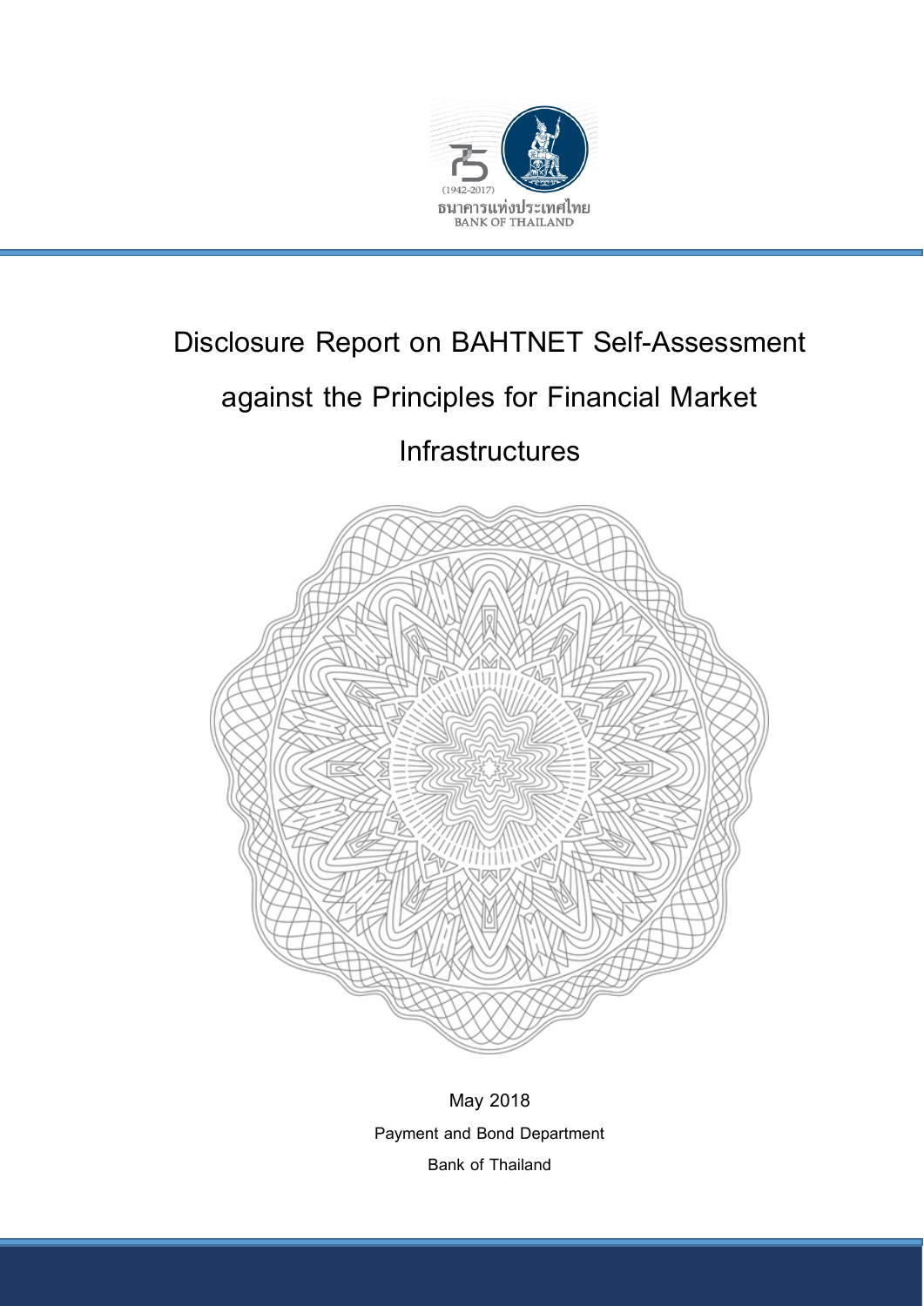(1942-2017)

ธนาคารแห่งประเทศไทย
BANK OF THAILAND

# Disclosure Report on BAHTNET Self-Assessment against the Principles for Financial Market Infrastructures

May 2018

Payment and Bond Department

Bank of Thailand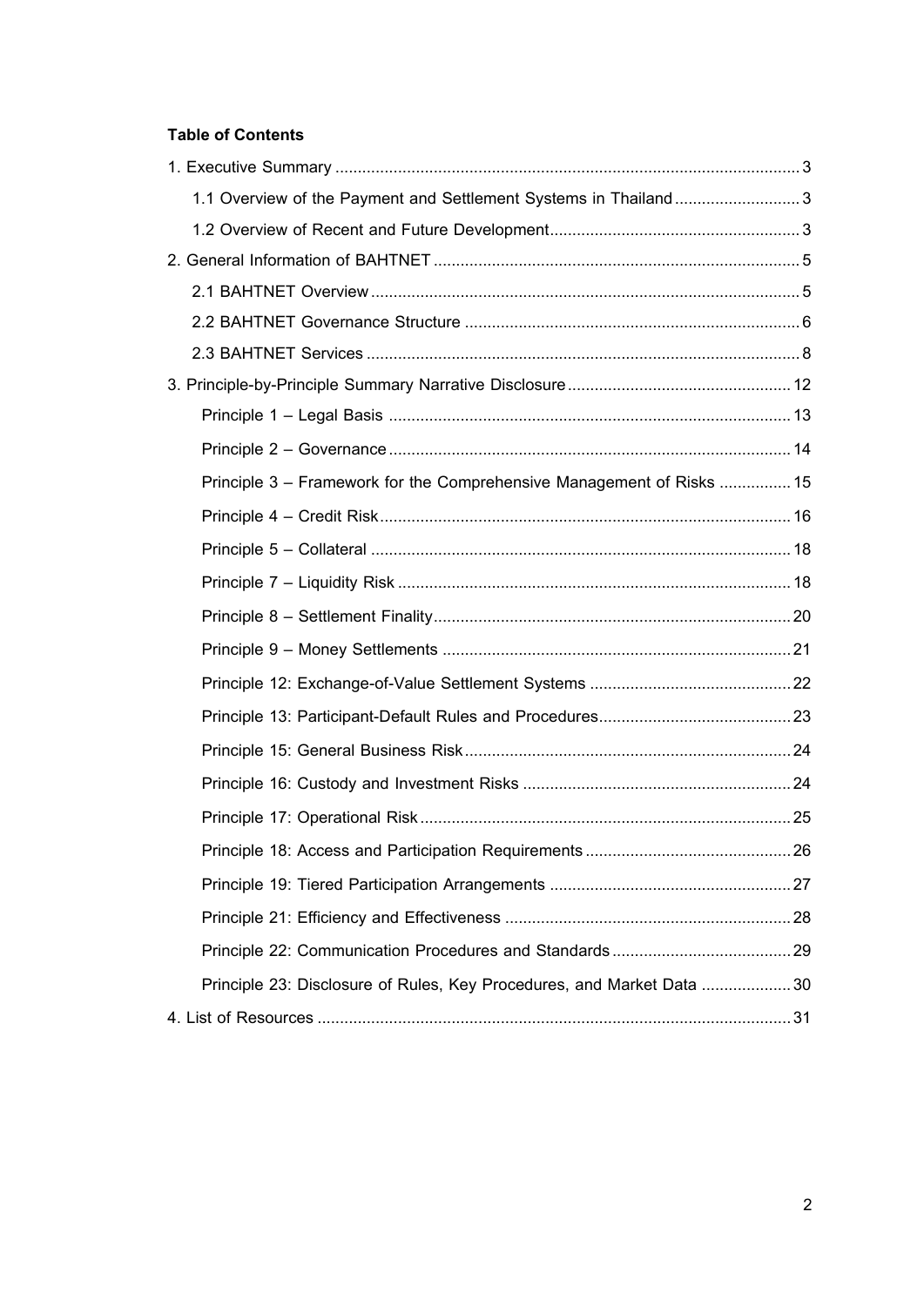**Table of Contents**

1. Executive Summary ... 3
   - 1.1 Overview of the Payment and Settlement Systems in Thailand ... 3
   - 1.2 Overview of Recent and Future Development ... 3
2. General Information of BAHTNET ... 5
   - 2.1 BAHTNET Overview ... 5
   - 2.2 BAHTNET Governance Structure ... 6
   - 2.3 BAHTNET Services ... 8
3. Principle-by-Principle Summary Narrative Disclosure ... 12
   - Principle 1 – Legal Basis ... 13
   - Principle 2 – Governance ... 14
   - Principle 3 – Framework for the Comprehensive Management of Risks ... 15
   - Principle 4 – Credit Risk ... 16
   - Principle 5 – Collateral ... 18
   - Principle 7 – Liquidity Risk ... 18
   - Principle 8 – Settlement Finality ... 20
   - Principle 9 – Money Settlements ... 21
   - Principle 12: Exchange-of-Value Settlement Systems ... 22
   - Principle 13: Participant-Default Rules and Procedures ... 23
   - Principle 15: General Business Risk ... 24
   - Principle 16: Custody and Investment Risks ... 24
   - Principle 17: Operational Risk ... 25
   - Principle 18: Access and Participation Requirements ... 26
   - Principle 19: Tiered Participation Arrangements ... 27
   - Principle 21: Efficiency and Effectiveness ... 28
   - Principle 22: Communication Procedures and Standards ... 29
   - Principle 23: Disclosure of Rules, Key Procedures, and Market Data ... 30
4. List of Resources ... 31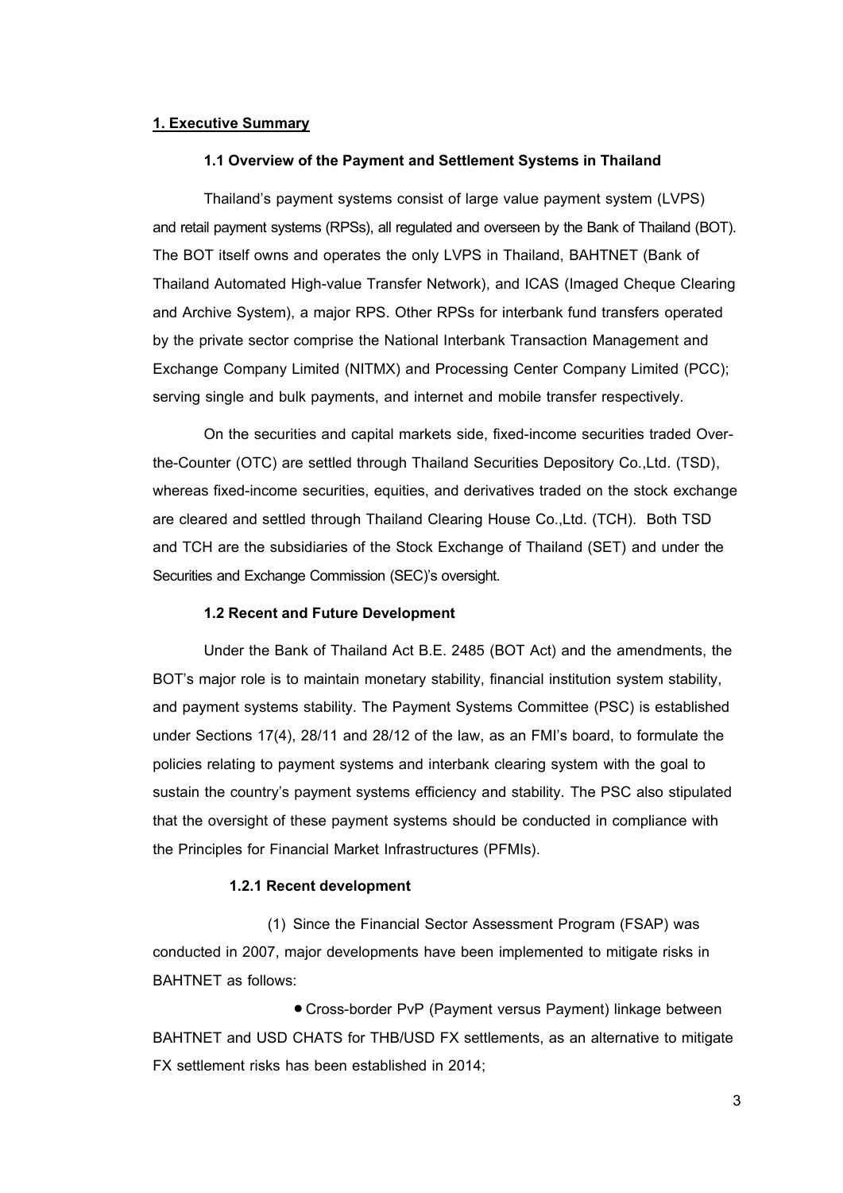## 1. Executive Summary

### 1.1 Overview of the Payment and Settlement Systems in Thailand

Thailand's payment systems consist of large value payment system (LVPS) and retail payment systems (RPSs), all regulated and overseen by the Bank of Thailand (BOT). The BOT itself owns and operates the only LVPS in Thailand, BAHTNET (Bank of Thailand Automated High-value Transfer Network), and ICAS (Imaged Cheque Clearing and Archive System), a major RPS. Other RPSs for interbank fund transfers operated by the private sector comprise the National Interbank Transaction Management and Exchange Company Limited (NITMX) and Processing Center Company Limited (PCC); serving single and bulk payments, and internet and mobile transfer respectively.

On the securities and capital markets side, fixed-income securities traded Over-the-Counter (OTC) are settled through Thailand Securities Depository Co.,Ltd. (TSD), whereas fixed-income securities, equities, and derivatives traded on the stock exchange are cleared and settled through Thailand Clearing House Co.,Ltd. (TCH). Both TSD and TCH are the subsidiaries of the Stock Exchange of Thailand (SET) and under the Securities and Exchange Commission (SEC)'s oversight.

### 1.2 Recent and Future Development

Under the Bank of Thailand Act B.E. 2485 (BOT Act) and the amendments, the BOT's major role is to maintain monetary stability, financial institution system stability, and payment systems stability. The Payment Systems Committee (PSC) is established under Sections 17(4), 28/11 and 28/12 of the law, as an FMI's board, to formulate the policies relating to payment systems and interbank clearing system with the goal to sustain the country's payment systems efficiency and stability. The PSC also stipulated that the oversight of these payment systems should be conducted in compliance with the Principles for Financial Market Infrastructures (PFMIs).

#### 1.2.1 Recent development

(1) Since the Financial Sector Assessment Program (FSAP) was conducted in 2007, major developments have been implemented to mitigate risks in BAHTNET as follows:

- Cross-border PvP (Payment versus Payment) linkage between BAHTNET and USD CHATS for THB/USD FX settlements, as an alternative to mitigate FX settlement risks has been established in 2014;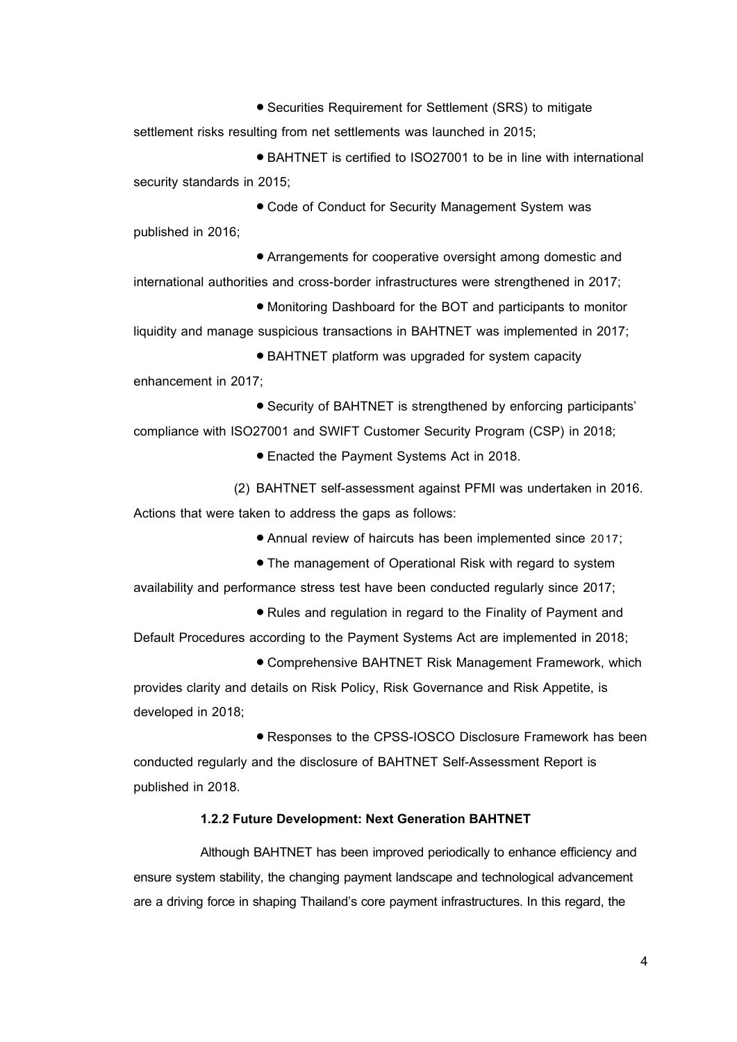- Securities Requirement for Settlement (SRS) to mitigate settlement risks resulting from net settlements was launched in 2015;
- BAHTNET is certified to ISO27001 to be in line with international security standards in 2015;
- Code of Conduct for Security Management System was published in 2016;
- Arrangements for cooperative oversight among domestic and international authorities and cross-border infrastructures were strengthened in 2017;
- Monitoring Dashboard for the BOT and participants to monitor liquidity and manage suspicious transactions in BAHTNET was implemented in 2017;
- BAHTNET platform was upgraded for system capacity enhancement in 2017;
- Security of BAHTNET is strengthened by enforcing participants' compliance with ISO27001 and SWIFT Customer Security Program (CSP) in 2018;
- Enacted the Payment Systems Act in 2018.

(2) BAHTNET self-assessment against PFMI was undertaken in 2016. Actions that were taken to address the gaps as follows:

- Annual review of haircuts has been implemented since 2017;
- The management of Operational Risk with regard to system availability and performance stress test have been conducted regularly since 2017;
- Rules and regulation in regard to the Finality of Payment and Default Procedures according to the Payment Systems Act are implemented in 2018;
- Comprehensive BAHTNET Risk Management Framework, which provides clarity and details on Risk Policy, Risk Governance and Risk Appetite, is developed in 2018;
- Responses to the CPSS-IOSCO Disclosure Framework has been conducted regularly and the disclosure of BAHTNET Self-Assessment Report is published in 2018.

#### 1.2.2 Future Development: Next Generation BAHTNET

Although BAHTNET has been improved periodically to enhance efficiency and ensure system stability, the changing payment landscape and technological advancement are a driving force in shaping Thailand's core payment infrastructures. In this regard, the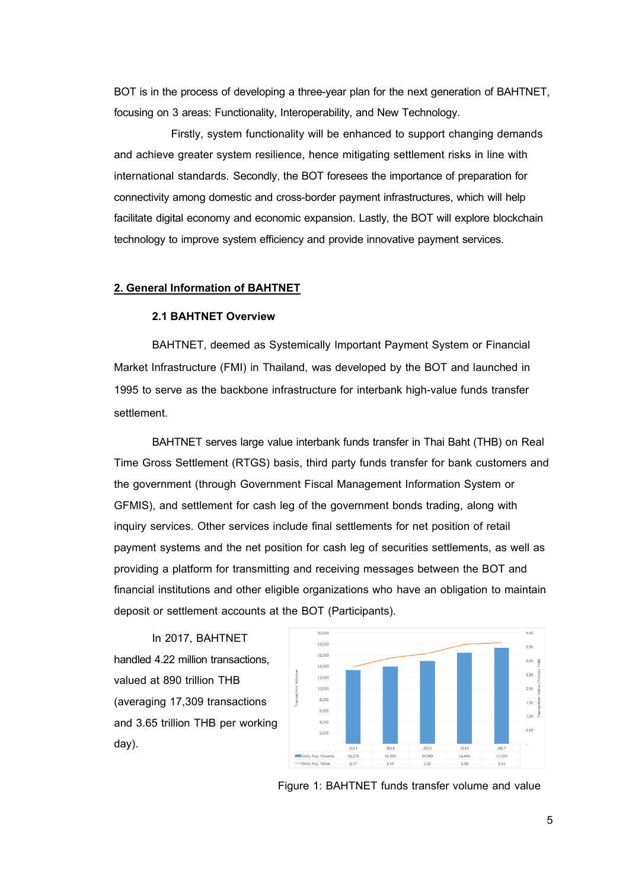BOT is in the process of developing a three-year plan for the next generation of BAHTNET, focusing on 3 areas: Functionality, Interoperability, and New Technology.

Firstly, system functionality will be enhanced to support changing demands and achieve greater system resilience, hence mitigating settlement risks in line with international standards. Secondly, the BOT foresees the importance of preparation for connectivity among domestic and cross-border payment infrastructures, which will help facilitate digital economy and economic expansion. Lastly, the BOT will explore blockchain technology to improve system efficiency and provide innovative payment services.

## 2. General Information of BAHTNET

### 2.1 BAHTNET Overview

BAHTNET, deemed as Systemically Important Payment System or Financial Market Infrastructure (FMI) in Thailand, was developed by the BOT and launched in 1995 to serve as the backbone infrastructure for interbank high-value funds transfer settlement.

BAHTNET serves large value interbank funds transfer in Thai Baht (THB) on Real Time Gross Settlement (RTGS) basis, third party funds transfer for bank customers and the government (through Government Fiscal Management Information System or GFMIS), and settlement for cash leg of the government bonds trading, along with inquiry services. Other services include final settlements for net position of retail payment systems and the net position for cash leg of securities settlements, as well as providing a platform for transmitting and receiving messages between the BOT and financial institutions and other eligible organizations who have an obligation to maintain deposit or settlement accounts at the BOT (Participants).

In 2017, BAHTNET handled 4.22 million transactions, valued at 890 trillion THB (averaging 17,309 transactions and 3.65 trillion THB per working day).

| | 2013 | 2014 | 2015 | 2016 | 2017 |
|---|---|---|---|---|---|
| Daily Avg. Volume | 13,278 | 13,901 | 14,909 | 16,446 | 17,309 |
| Daily Avg. Value | 2.77 | 3.09 | 3.25 | 3.58 | 3.65 |

Figure 1: BAHTNET funds transfer volume and value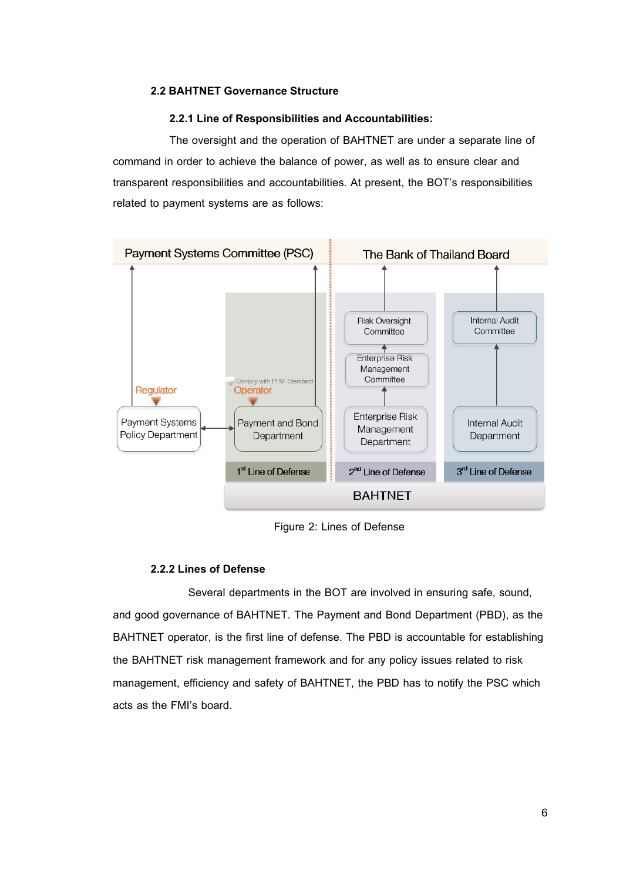## 2.2 BAHTNET Governance Structure

### 2.2.1 Line of Responsibilities and Accountabilities:

The oversight and the operation of BAHTNET are under a separate line of command in order to achieve the balance of power, as well as to ensure clear and transparent responsibilities and accountabilities. At present, the BOT's responsibilities related to payment systems are as follows:

Figure 2: Lines of Defense

### 2.2.2 Lines of Defense

Several departments in the BOT are involved in ensuring safe, sound, and good governance of BAHTNET. The Payment and Bond Department (PBD), as the BAHTNET operator, is the first line of defense. The PBD is accountable for establishing the BAHTNET risk management framework and for any policy issues related to risk management, efficiency and safety of BAHTNET, the PBD has to notify the PSC which acts as the FMI's board.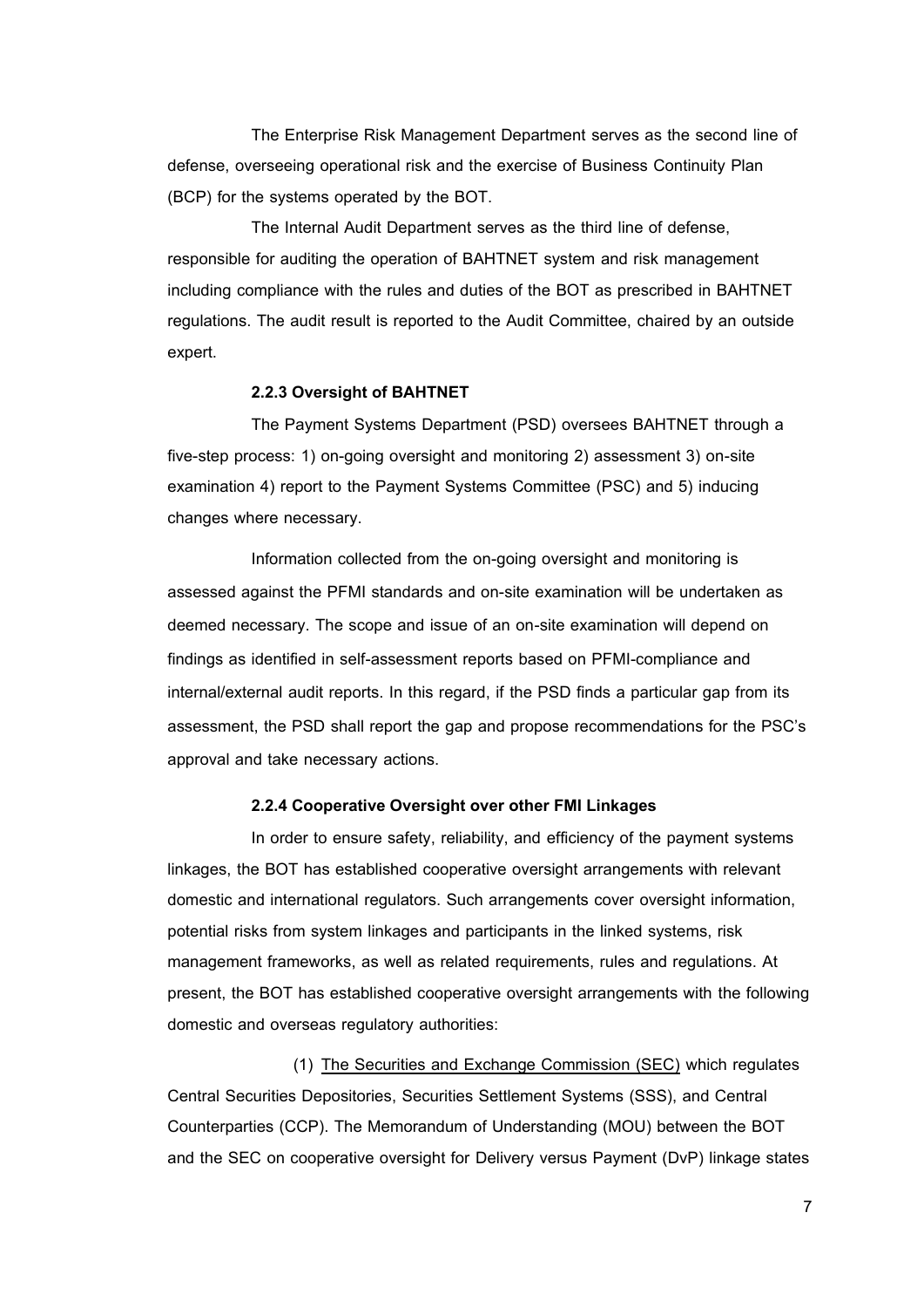The Enterprise Risk Management Department serves as the second line of defense, overseeing operational risk and the exercise of Business Continuity Plan (BCP) for the systems operated by the BOT.

The Internal Audit Department serves as the third line of defense, responsible for auditing the operation of BAHTNET system and risk management including compliance with the rules and duties of the BOT as prescribed in BAHTNET regulations. The audit result is reported to the Audit Committee, chaired by an outside expert.

#### 2.2.3 Oversight of BAHTNET

The Payment Systems Department (PSD) oversees BAHTNET through a five-step process: 1) on-going oversight and monitoring 2) assessment 3) on-site examination 4) report to the Payment Systems Committee (PSC) and 5) inducing changes where necessary.

Information collected from the on-going oversight and monitoring is assessed against the PFMI standards and on-site examination will be undertaken as deemed necessary. The scope and issue of an on-site examination will depend on findings as identified in self-assessment reports based on PFMI-compliance and internal/external audit reports. In this regard, if the PSD finds a particular gap from its assessment, the PSD shall report the gap and propose recommendations for the PSC's approval and take necessary actions.

#### 2.2.4 Cooperative Oversight over other FMI Linkages

In order to ensure safety, reliability, and efficiency of the payment systems linkages, the BOT has established cooperative oversight arrangements with relevant domestic and international regulators. Such arrangements cover oversight information, potential risks from system linkages and participants in the linked systems, risk management frameworks, as well as related requirements, rules and regulations. At present, the BOT has established cooperative oversight arrangements with the following domestic and overseas regulatory authorities:

(1) The Securities and Exchange Commission (SEC) which regulates Central Securities Depositories, Securities Settlement Systems (SSS), and Central Counterparties (CCP). The Memorandum of Understanding (MOU) between the BOT and the SEC on cooperative oversight for Delivery versus Payment (DvP) linkage states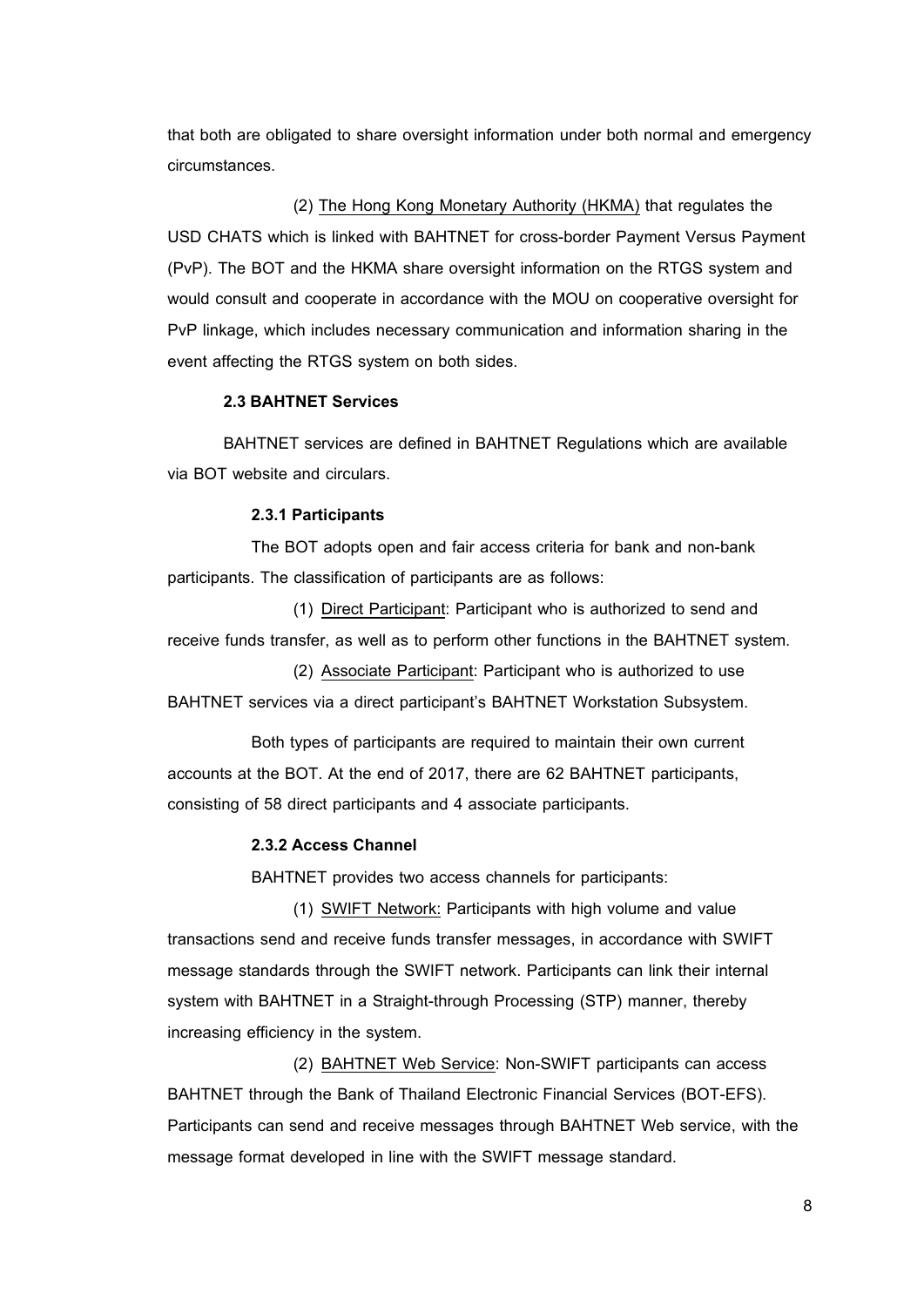that both are obligated to share oversight information under both normal and emergency circumstances.

(2) The Hong Kong Monetary Authority (HKMA) that regulates the USD CHATS which is linked with BAHTNET for cross-border Payment Versus Payment (PvP). The BOT and the HKMA share oversight information on the RTGS system and would consult and cooperate in accordance with the MOU on cooperative oversight for PvP linkage, which includes necessary communication and information sharing in the event affecting the RTGS system on both sides.

### 2.3 BAHTNET Services

BAHTNET services are defined in BAHTNET Regulations which are available via BOT website and circulars.

#### 2.3.1 Participants

The BOT adopts open and fair access criteria for bank and non-bank participants. The classification of participants are as follows:

(1) Direct Participant: Participant who is authorized to send and receive funds transfer, as well as to perform other functions in the BAHTNET system.

(2) Associate Participant: Participant who is authorized to use BAHTNET services via a direct participant's BAHTNET Workstation Subsystem.

Both types of participants are required to maintain their own current accounts at the BOT. At the end of 2017, there are 62 BAHTNET participants, consisting of 58 direct participants and 4 associate participants.

#### 2.3.2 Access Channel

BAHTNET provides two access channels for participants:

(1) SWIFT Network: Participants with high volume and value transactions send and receive funds transfer messages, in accordance with SWIFT message standards through the SWIFT network. Participants can link their internal system with BAHTNET in a Straight-through Processing (STP) manner, thereby increasing efficiency in the system.

(2) BAHTNET Web Service: Non-SWIFT participants can access BAHTNET through the Bank of Thailand Electronic Financial Services (BOT-EFS). Participants can send and receive messages through BAHTNET Web service, with the message format developed in line with the SWIFT message standard.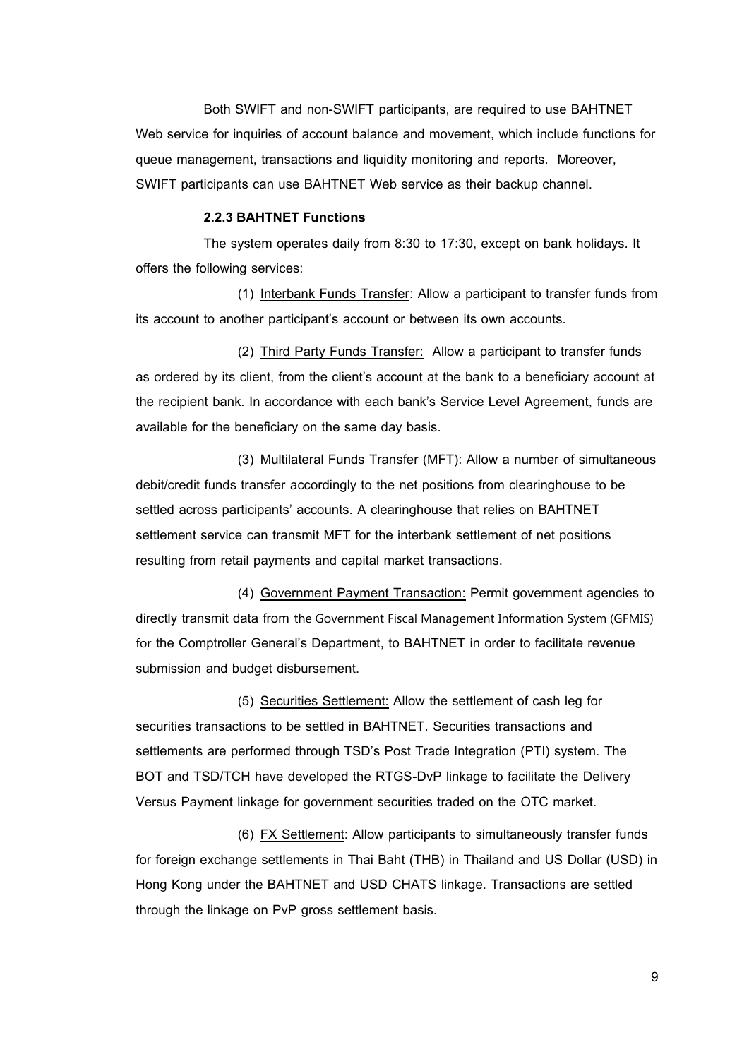Both SWIFT and non-SWIFT participants, are required to use BAHTNET Web service for inquiries of account balance and movement, which include functions for queue management, transactions and liquidity monitoring and reports. Moreover, SWIFT participants can use BAHTNET Web service as their backup channel.

#### 2.2.3 BAHTNET Functions

The system operates daily from 8:30 to 17:30, except on bank holidays. It offers the following services:

(1) Interbank Funds Transfer: Allow a participant to transfer funds from its account to another participant's account or between its own accounts.

(2) Third Party Funds Transfer: Allow a participant to transfer funds as ordered by its client, from the client's account at the bank to a beneficiary account at the recipient bank. In accordance with each bank's Service Level Agreement, funds are available for the beneficiary on the same day basis.

(3) Multilateral Funds Transfer (MFT): Allow a number of simultaneous debit/credit funds transfer accordingly to the net positions from clearinghouse to be settled across participants' accounts. A clearinghouse that relies on BAHTNET settlement service can transmit MFT for the interbank settlement of net positions resulting from retail payments and capital market transactions.

(4) Government Payment Transaction: Permit government agencies to directly transmit data from the Government Fiscal Management Information System (GFMIS) for the Comptroller General's Department, to BAHTNET in order to facilitate revenue submission and budget disbursement.

(5) Securities Settlement: Allow the settlement of cash leg for securities transactions to be settled in BAHTNET. Securities transactions and settlements are performed through TSD's Post Trade Integration (PTI) system. The BOT and TSD/TCH have developed the RTGS-DvP linkage to facilitate the Delivery Versus Payment linkage for government securities traded on the OTC market.

(6) FX Settlement: Allow participants to simultaneously transfer funds for foreign exchange settlements in Thai Baht (THB) in Thailand and US Dollar (USD) in Hong Kong under the BAHTNET and USD CHATS linkage. Transactions are settled through the linkage on PvP gross settlement basis.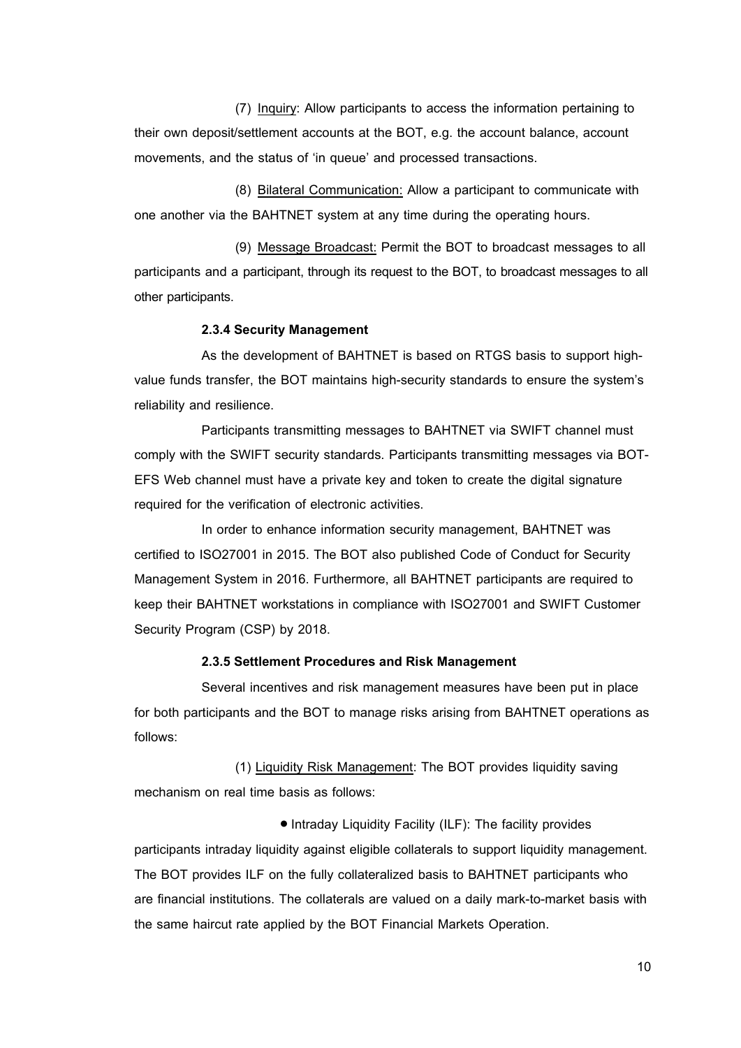(7) Inquiry: Allow participants to access the information pertaining to their own deposit/settlement accounts at the BOT, e.g. the account balance, account movements, and the status of 'in queue' and processed transactions.

(8) Bilateral Communication: Allow a participant to communicate with one another via the BAHTNET system at any time during the operating hours.

(9) Message Broadcast: Permit the BOT to broadcast messages to all participants and a participant, through its request to the BOT, to broadcast messages to all other participants.

#### 2.3.4 Security Management

As the development of BAHTNET is based on RTGS basis to support high-value funds transfer, the BOT maintains high-security standards to ensure the system's reliability and resilience.

Participants transmitting messages to BAHTNET via SWIFT channel must comply with the SWIFT security standards. Participants transmitting messages via BOT-EFS Web channel must have a private key and token to create the digital signature required for the verification of electronic activities.

In order to enhance information security management, BAHTNET was certified to ISO27001 in 2015. The BOT also published Code of Conduct for Security Management System in 2016. Furthermore, all BAHTNET participants are required to keep their BAHTNET workstations in compliance with ISO27001 and SWIFT Customer Security Program (CSP) by 2018.

#### 2.3.5 Settlement Procedures and Risk Management

Several incentives and risk management measures have been put in place for both participants and the BOT to manage risks arising from BAHTNET operations as follows:

(1) Liquidity Risk Management: The BOT provides liquidity saving mechanism on real time basis as follows:

- Intraday Liquidity Facility (ILF): The facility provides participants intraday liquidity against eligible collaterals to support liquidity management. The BOT provides ILF on the fully collateralized basis to BAHTNET participants who are financial institutions. The collaterals are valued on a daily mark-to-market basis with the same haircut rate applied by the BOT Financial Markets Operation.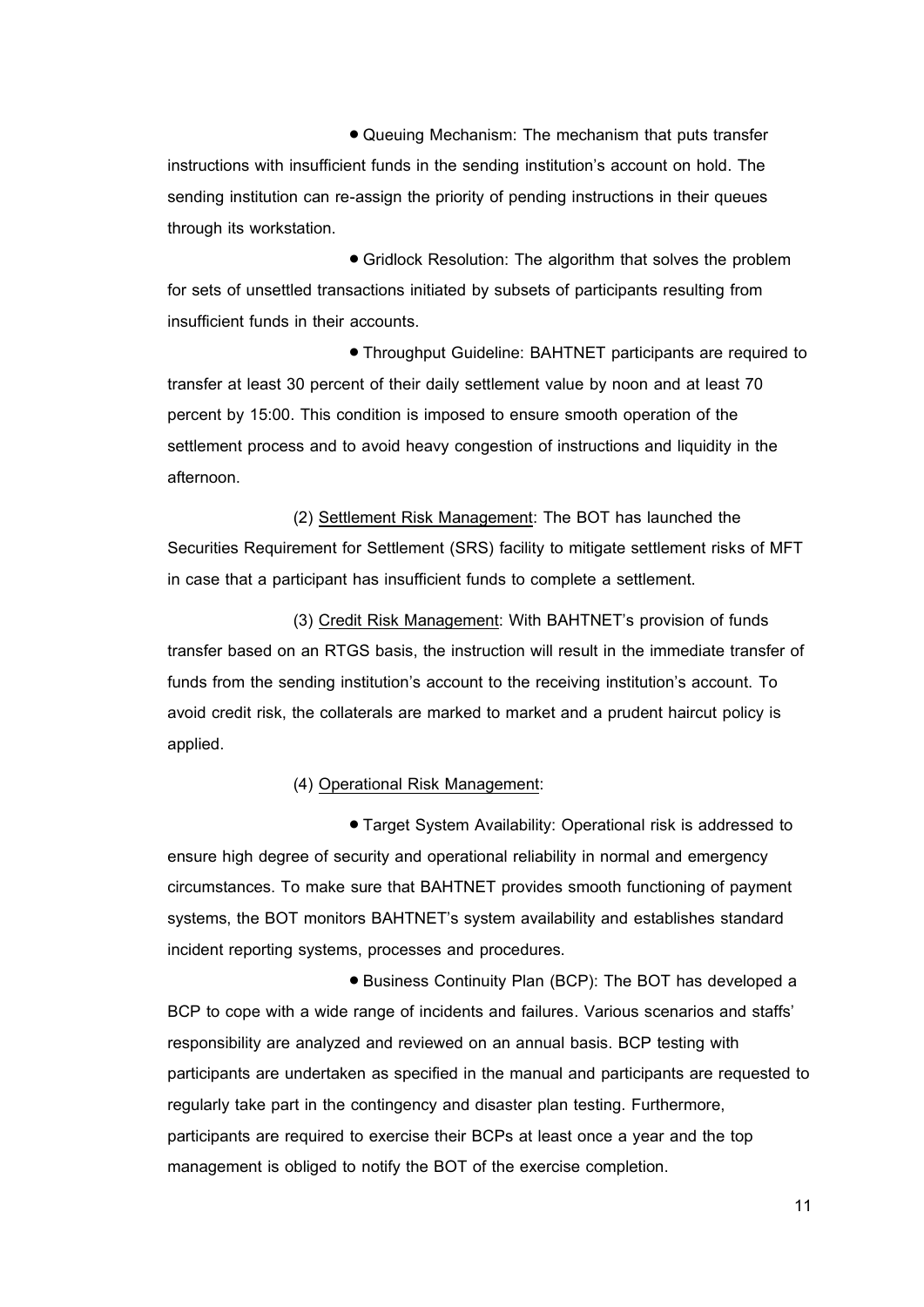- Queuing Mechanism: The mechanism that puts transfer instructions with insufficient funds in the sending institution's account on hold. The sending institution can re-assign the priority of pending instructions in their queues through its workstation.

- Gridlock Resolution: The algorithm that solves the problem for sets of unsettled transactions initiated by subsets of participants resulting from insufficient funds in their accounts.

- Throughput Guideline: BAHTNET participants are required to transfer at least 30 percent of their daily settlement value by noon and at least 70 percent by 15:00. This condition is imposed to ensure smooth operation of the settlement process and to avoid heavy congestion of instructions and liquidity in the afternoon.

(2) Settlement Risk Management: The BOT has launched the Securities Requirement for Settlement (SRS) facility to mitigate settlement risks of MFT in case that a participant has insufficient funds to complete a settlement.

(3) Credit Risk Management: With BAHTNET's provision of funds transfer based on an RTGS basis, the instruction will result in the immediate transfer of funds from the sending institution's account to the receiving institution's account. To avoid credit risk, the collaterals are marked to market and a prudent haircut policy is applied.

(4) Operational Risk Management:

- Target System Availability: Operational risk is addressed to ensure high degree of security and operational reliability in normal and emergency circumstances. To make sure that BAHTNET provides smooth functioning of payment systems, the BOT monitors BAHTNET's system availability and establishes standard incident reporting systems, processes and procedures.

- Business Continuity Plan (BCP): The BOT has developed a BCP to cope with a wide range of incidents and failures. Various scenarios and staffs' responsibility are analyzed and reviewed on an annual basis. BCP testing with participants are undertaken as specified in the manual and participants are requested to regularly take part in the contingency and disaster plan testing. Furthermore, participants are required to exercise their BCPs at least once a year and the top management is obliged to notify the BOT of the exercise completion.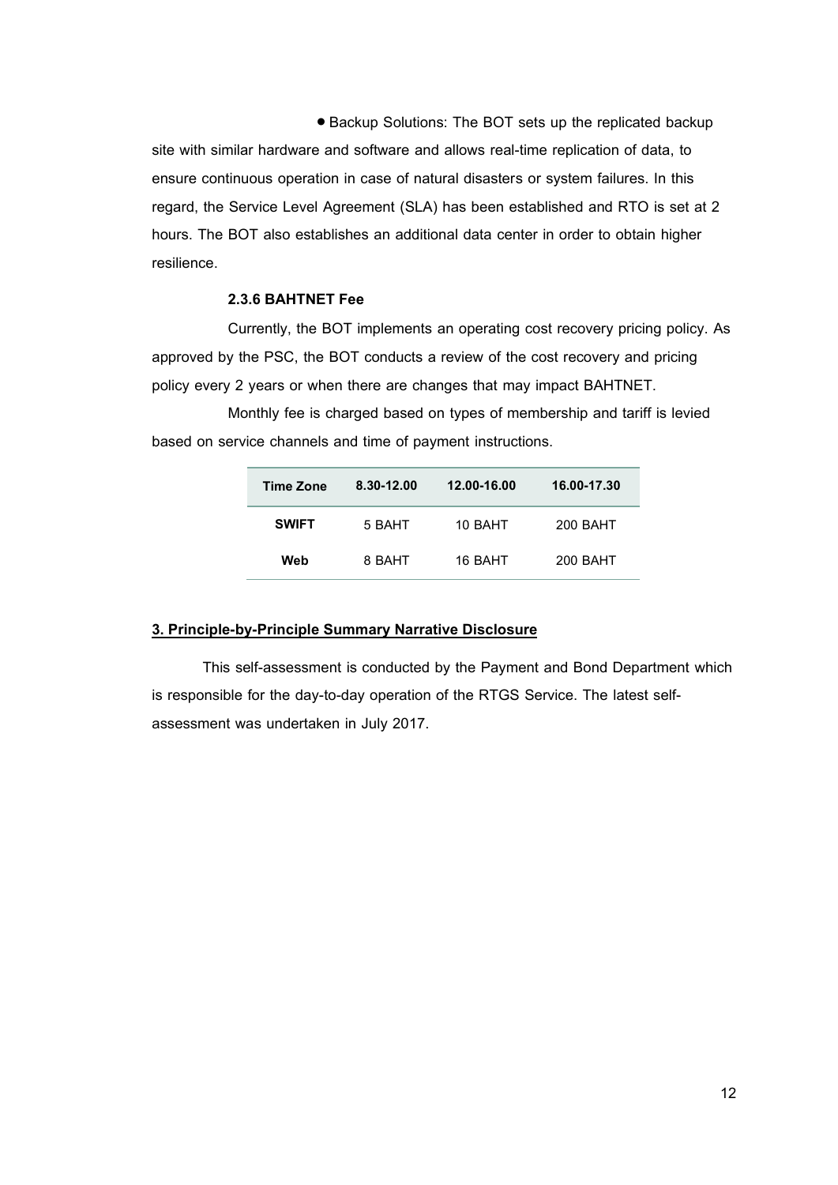- Backup Solutions: The BOT sets up the replicated backup site with similar hardware and software and allows real-time replication of data, to ensure continuous operation in case of natural disasters or system failures. In this regard, the Service Level Agreement (SLA) has been established and RTO is set at 2 hours. The BOT also establishes an additional data center in order to obtain higher resilience.

#### 2.3.6 BAHTNET Fee

Currently, the BOT implements an operating cost recovery pricing policy. As approved by the PSC, the BOT conducts a review of the cost recovery and pricing policy every 2 years or when there are changes that may impact BAHTNET.

Monthly fee is charged based on types of membership and tariff is levied based on service channels and time of payment instructions.

| Time Zone | 8.30-12.00 | 12.00-16.00 | 16.00-17.30 |
|---|---|---|---|
| **SWIFT** | 5 BAHT | 10 BAHT | 200 BAHT |
| **Web** | 8 BAHT | 16 BAHT | 200 BAHT |

## 3. Principle-by-Principle Summary Narrative Disclosure

This self-assessment is conducted by the Payment and Bond Department which is responsible for the day-to-day operation of the RTGS Service. The latest self-assessment was undertaken in July 2017.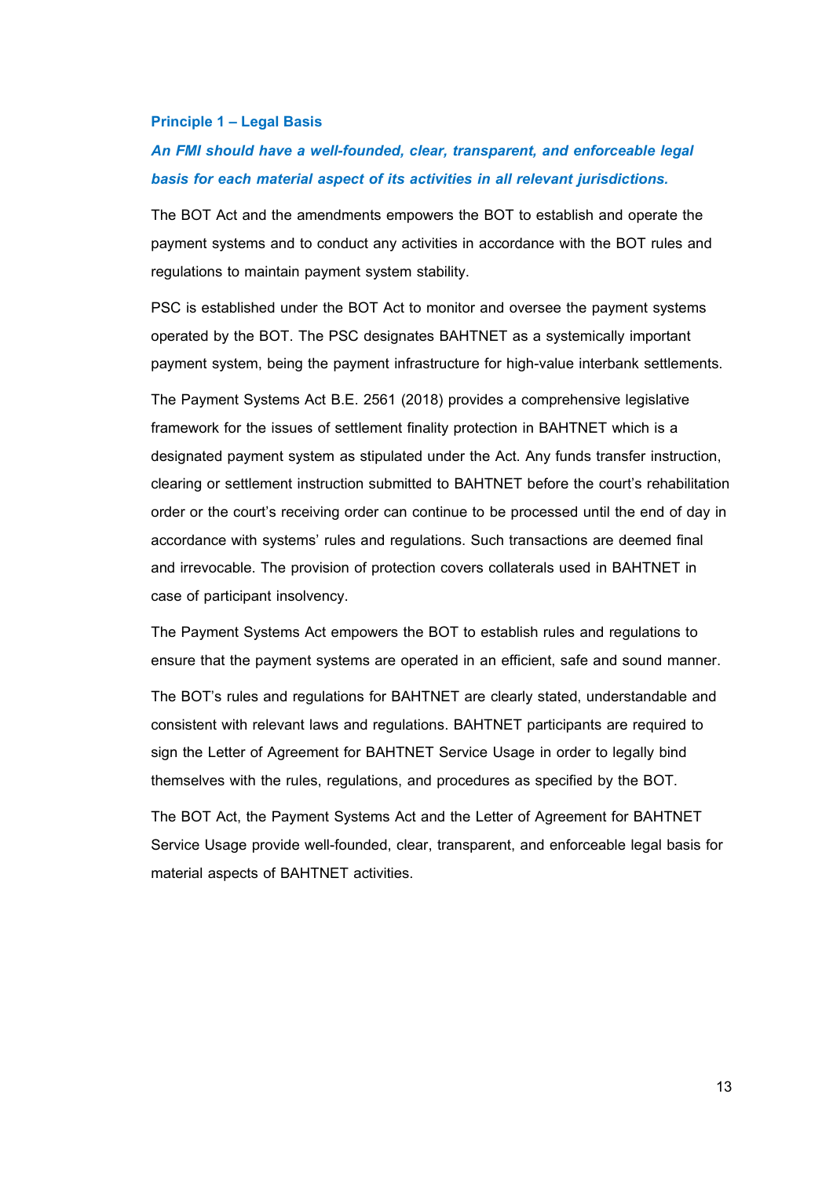### Principle 1 – Legal Basis

***An FMI should have a well-founded, clear, transparent, and enforceable legal basis for each material aspect of its activities in all relevant jurisdictions.***

The BOT Act and the amendments empowers the BOT to establish and operate the payment systems and to conduct any activities in accordance with the BOT rules and regulations to maintain payment system stability.

PSC is established under the BOT Act to monitor and oversee the payment systems operated by the BOT. The PSC designates BAHTNET as a systemically important payment system, being the payment infrastructure for high-value interbank settlements.

The Payment Systems Act B.E. 2561 (2018) provides a comprehensive legislative framework for the issues of settlement finality protection in BAHTNET which is a designated payment system as stipulated under the Act. Any funds transfer instruction, clearing or settlement instruction submitted to BAHTNET before the court's rehabilitation order or the court's receiving order can continue to be processed until the end of day in accordance with systems' rules and regulations. Such transactions are deemed final and irrevocable. The provision of protection covers collaterals used in BAHTNET in case of participant insolvency.

The Payment Systems Act empowers the BOT to establish rules and regulations to ensure that the payment systems are operated in an efficient, safe and sound manner.

The BOT's rules and regulations for BAHTNET are clearly stated, understandable and consistent with relevant laws and regulations. BAHTNET participants are required to sign the Letter of Agreement for BAHTNET Service Usage in order to legally bind themselves with the rules, regulations, and procedures as specified by the BOT.

The BOT Act, the Payment Systems Act and the Letter of Agreement for BAHTNET Service Usage provide well-founded, clear, transparent, and enforceable legal basis for material aspects of BAHTNET activities.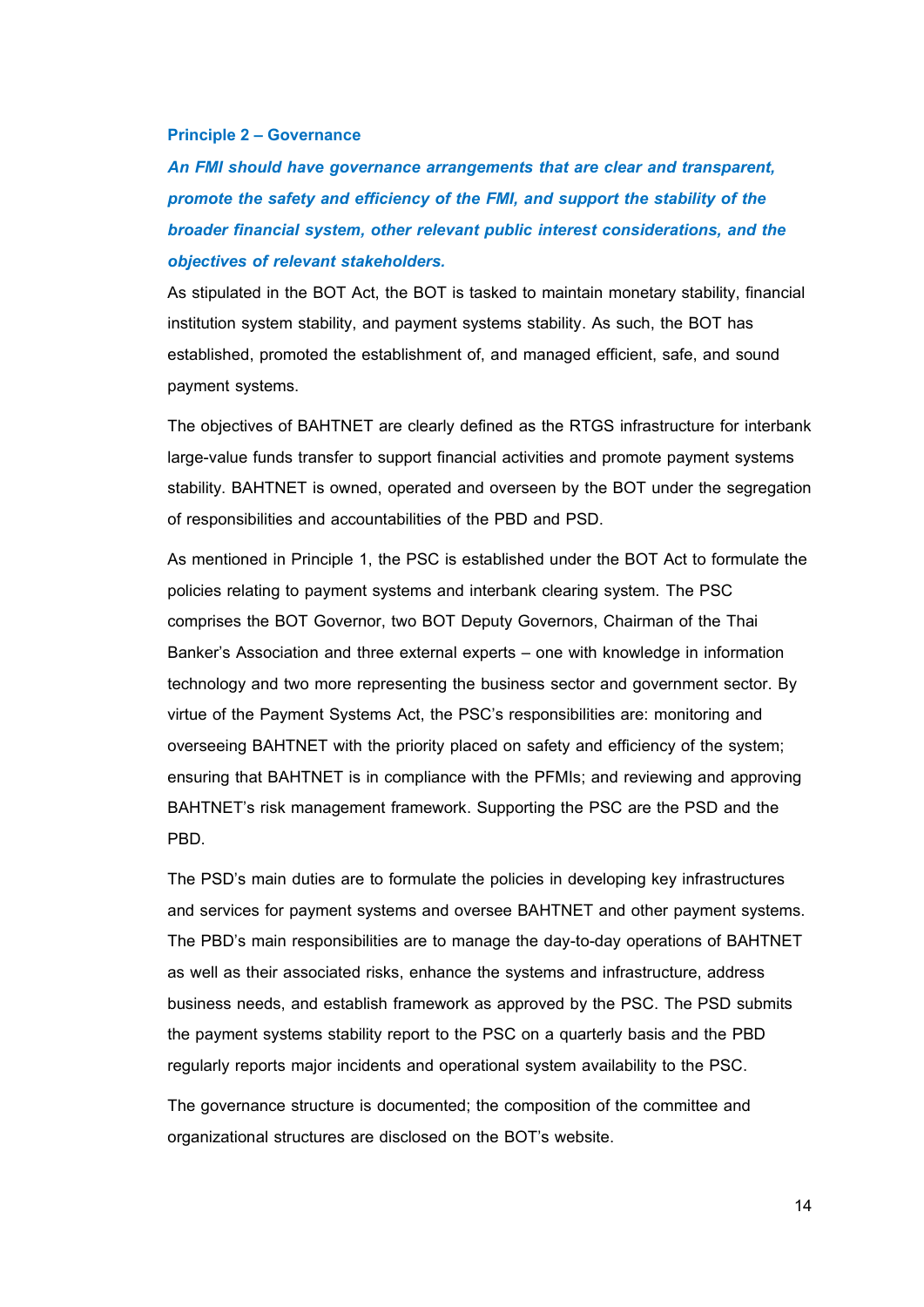### Principle 2 – Governance

***An FMI should have governance arrangements that are clear and transparent, promote the safety and efficiency of the FMI, and support the stability of the broader financial system, other relevant public interest considerations, and the objectives of relevant stakeholders.***

As stipulated in the BOT Act, the BOT is tasked to maintain monetary stability, financial institution system stability, and payment systems stability. As such, the BOT has established, promoted the establishment of, and managed efficient, safe, and sound payment systems.

The objectives of BAHTNET are clearly defined as the RTGS infrastructure for interbank large-value funds transfer to support financial activities and promote payment systems stability. BAHTNET is owned, operated and overseen by the BOT under the segregation of responsibilities and accountabilities of the PBD and PSD.

As mentioned in Principle 1, the PSC is established under the BOT Act to formulate the policies relating to payment systems and interbank clearing system. The PSC comprises the BOT Governor, two BOT Deputy Governors, Chairman of the Thai Banker's Association and three external experts – one with knowledge in information technology and two more representing the business sector and government sector. By virtue of the Payment Systems Act, the PSC's responsibilities are: monitoring and overseeing BAHTNET with the priority placed on safety and efficiency of the system; ensuring that BAHTNET is in compliance with the PFMIs; and reviewing and approving BAHTNET's risk management framework. Supporting the PSC are the PSD and the PBD.

The PSD's main duties are to formulate the policies in developing key infrastructures and services for payment systems and oversee BAHTNET and other payment systems. The PBD's main responsibilities are to manage the day-to-day operations of BAHTNET as well as their associated risks, enhance the systems and infrastructure, address business needs, and establish framework as approved by the PSC. The PSD submits the payment systems stability report to the PSC on a quarterly basis and the PBD regularly reports major incidents and operational system availability to the PSC.

The governance structure is documented; the composition of the committee and organizational structures are disclosed on the BOT's website.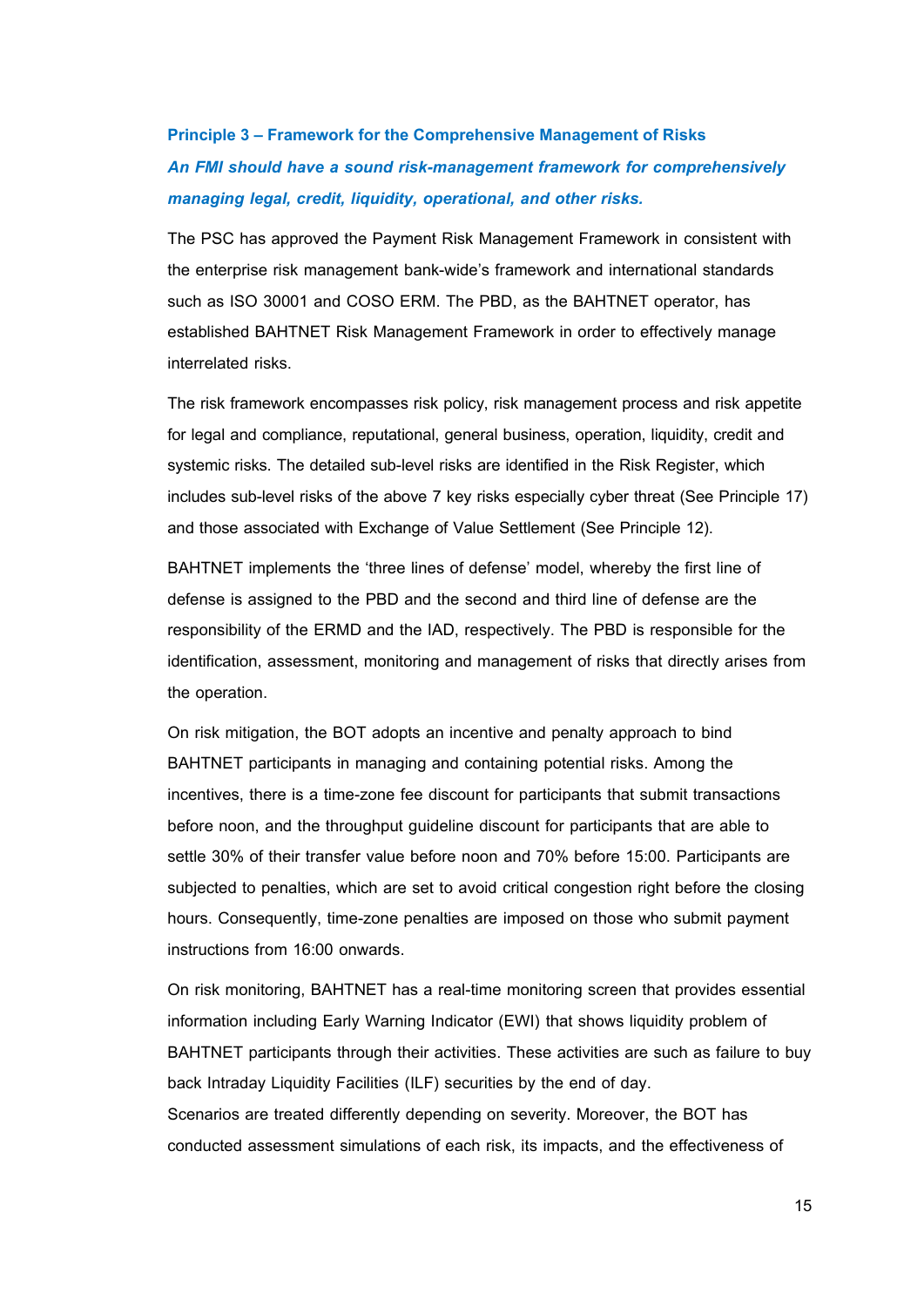### Principle 3 – Framework for the Comprehensive Management of Risks

***An FMI should have a sound risk-management framework for comprehensively managing legal, credit, liquidity, operational, and other risks.***

The PSC has approved the Payment Risk Management Framework in consistent with the enterprise risk management bank-wide's framework and international standards such as ISO 30001 and COSO ERM. The PBD, as the BAHTNET operator, has established BAHTNET Risk Management Framework in order to effectively manage interrelated risks.

The risk framework encompasses risk policy, risk management process and risk appetite for legal and compliance, reputational, general business, operation, liquidity, credit and systemic risks. The detailed sub-level risks are identified in the Risk Register, which includes sub-level risks of the above 7 key risks especially cyber threat (See Principle 17) and those associated with Exchange of Value Settlement (See Principle 12).

BAHTNET implements the 'three lines of defense' model, whereby the first line of defense is assigned to the PBD and the second and third line of defense are the responsibility of the ERMD and the IAD, respectively. The PBD is responsible for the identification, assessment, monitoring and management of risks that directly arises from the operation.

On risk mitigation, the BOT adopts an incentive and penalty approach to bind BAHTNET participants in managing and containing potential risks. Among the incentives, there is a time-zone fee discount for participants that submit transactions before noon, and the throughput guideline discount for participants that are able to settle 30% of their transfer value before noon and 70% before 15:00. Participants are subjected to penalties, which are set to avoid critical congestion right before the closing hours. Consequently, time-zone penalties are imposed on those who submit payment instructions from 16:00 onwards.

On risk monitoring, BAHTNET has a real-time monitoring screen that provides essential information including Early Warning Indicator (EWI) that shows liquidity problem of BAHTNET participants through their activities. These activities are such as failure to buy back Intraday Liquidity Facilities (ILF) securities by the end of day.
Scenarios are treated differently depending on severity. Moreover, the BOT has conducted assessment simulations of each risk, its impacts, and the effectiveness of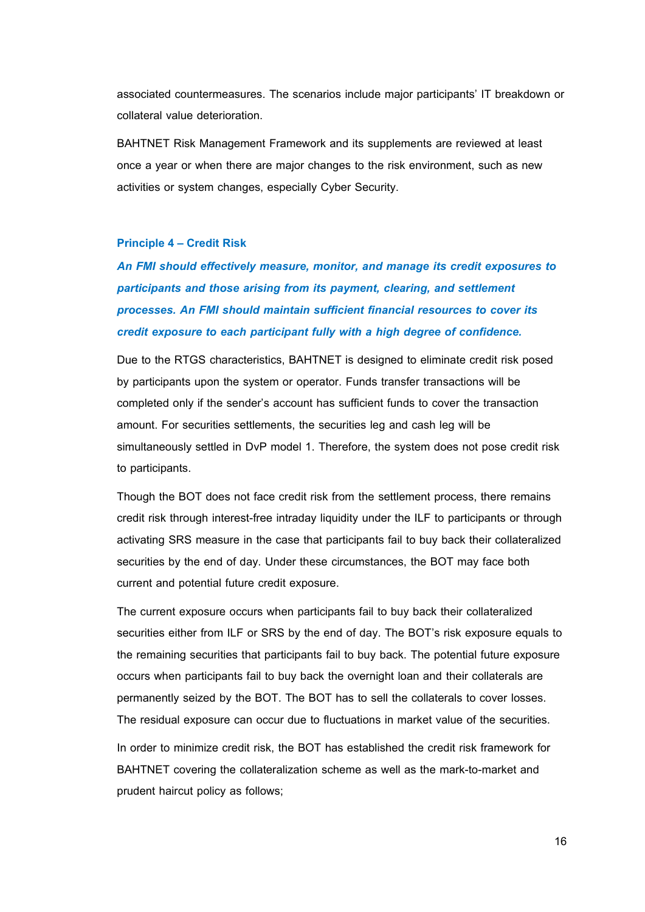associated countermeasures. The scenarios include major participants' IT breakdown or collateral value deterioration.

BAHTNET Risk Management Framework and its supplements are reviewed at least once a year or when there are major changes to the risk environment, such as new activities or system changes, especially Cyber Security.

### Principle 4 – Credit Risk

***An FMI should effectively measure, monitor, and manage its credit exposures to participants and those arising from its payment, clearing, and settlement processes. An FMI should maintain sufficient financial resources to cover its credit exposure to each participant fully with a high degree of confidence.***

Due to the RTGS characteristics, BAHTNET is designed to eliminate credit risk posed by participants upon the system or operator. Funds transfer transactions will be completed only if the sender's account has sufficient funds to cover the transaction amount. For securities settlements, the securities leg and cash leg will be simultaneously settled in DvP model 1. Therefore, the system does not pose credit risk to participants.

Though the BOT does not face credit risk from the settlement process, there remains credit risk through interest-free intraday liquidity under the ILF to participants or through activating SRS measure in the case that participants fail to buy back their collateralized securities by the end of day. Under these circumstances, the BOT may face both current and potential future credit exposure.

The current exposure occurs when participants fail to buy back their collateralized securities either from ILF or SRS by the end of day. The BOT's risk exposure equals to the remaining securities that participants fail to buy back. The potential future exposure occurs when participants fail to buy back the overnight loan and their collaterals are permanently seized by the BOT. The BOT has to sell the collaterals to cover losses. The residual exposure can occur due to fluctuations in market value of the securities.

In order to minimize credit risk, the BOT has established the credit risk framework for BAHTNET covering the collateralization scheme as well as the mark-to-market and prudent haircut policy as follows;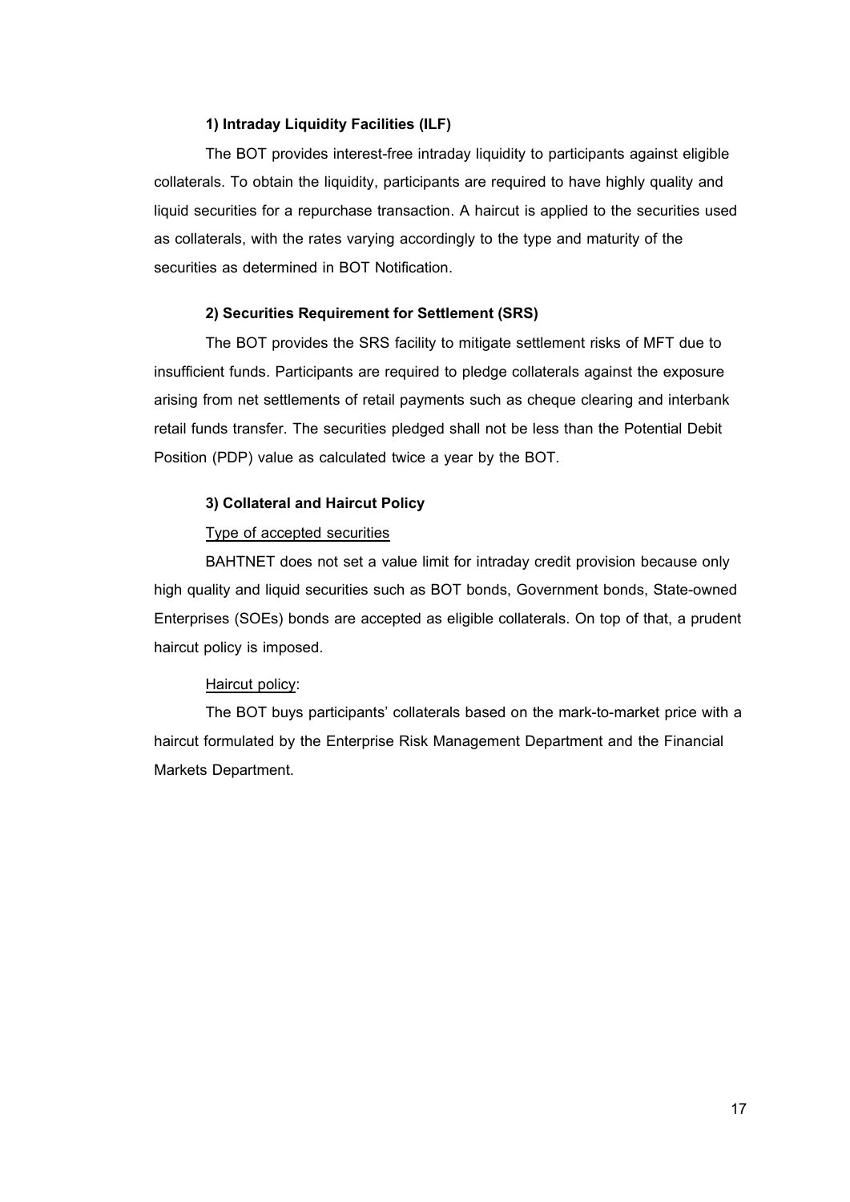#### 1) Intraday Liquidity Facilities (ILF)

The BOT provides interest-free intraday liquidity to participants against eligible collaterals. To obtain the liquidity, participants are required to have highly quality and liquid securities for a repurchase transaction. A haircut is applied to the securities used as collaterals, with the rates varying accordingly to the type and maturity of the securities as determined in BOT Notification.

#### 2) Securities Requirement for Settlement (SRS)

The BOT provides the SRS facility to mitigate settlement risks of MFT due to insufficient funds. Participants are required to pledge collaterals against the exposure arising from net settlements of retail payments such as cheque clearing and interbank retail funds transfer. The securities pledged shall not be less than the Potential Debit Position (PDP) value as calculated twice a year by the BOT.

#### 3) Collateral and Haircut Policy

Type of accepted securities

BAHTNET does not set a value limit for intraday credit provision because only high quality and liquid securities such as BOT bonds, Government bonds, State-owned Enterprises (SOEs) bonds are accepted as eligible collaterals. On top of that, a prudent haircut policy is imposed.

Haircut policy:

The BOT buys participants' collaterals based on the mark-to-market price with a haircut formulated by the Enterprise Risk Management Department and the Financial Markets Department.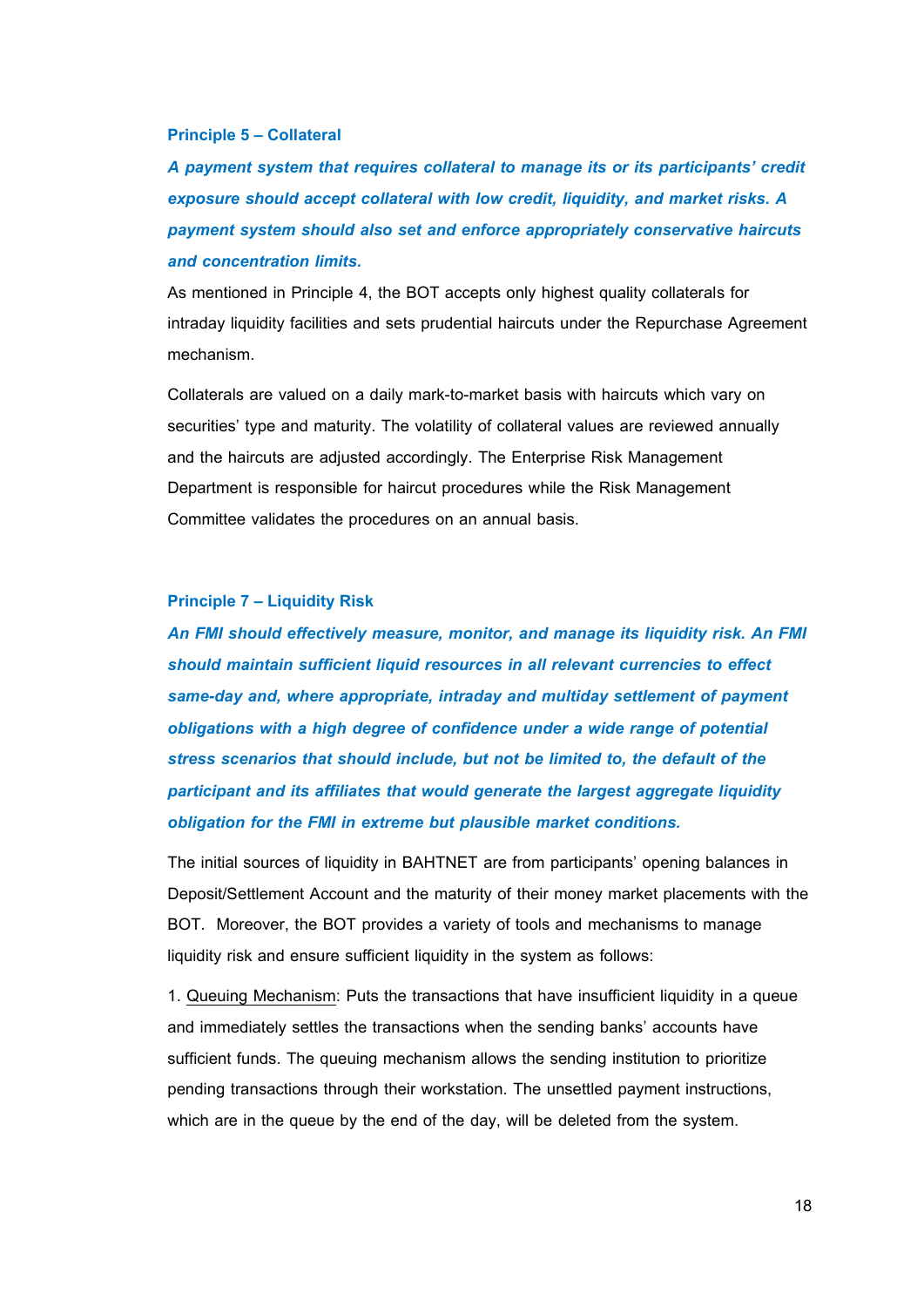### Principle 5 – Collateral

***A payment system that requires collateral to manage its or its participants' credit exposure should accept collateral with low credit, liquidity, and market risks. A payment system should also set and enforce appropriately conservative haircuts and concentration limits.***

As mentioned in Principle 4, the BOT accepts only highest quality collaterals for intraday liquidity facilities and sets prudential haircuts under the Repurchase Agreement mechanism.

Collaterals are valued on a daily mark-to-market basis with haircuts which vary on securities' type and maturity. The volatility of collateral values are reviewed annually and the haircuts are adjusted accordingly. The Enterprise Risk Management Department is responsible for haircut procedures while the Risk Management Committee validates the procedures on an annual basis.

### Principle 7 – Liquidity Risk

***An FMI should effectively measure, monitor, and manage its liquidity risk. An FMI should maintain sufficient liquid resources in all relevant currencies to effect same-day and, where appropriate, intraday and multiday settlement of payment obligations with a high degree of confidence under a wide range of potential stress scenarios that should include, but not be limited to, the default of the participant and its affiliates that would generate the largest aggregate liquidity obligation for the FMI in extreme but plausible market conditions.***

The initial sources of liquidity in BAHTNET are from participants' opening balances in Deposit/Settlement Account and the maturity of their money market placements with the BOT. Moreover, the BOT provides a variety of tools and mechanisms to manage liquidity risk and ensure sufficient liquidity in the system as follows:

1. <u>Queuing Mechanism</u>: Puts the transactions that have insufficient liquidity in a queue and immediately settles the transactions when the sending banks' accounts have sufficient funds. The queuing mechanism allows the sending institution to prioritize pending transactions through their workstation. The unsettled payment instructions, which are in the queue by the end of the day, will be deleted from the system.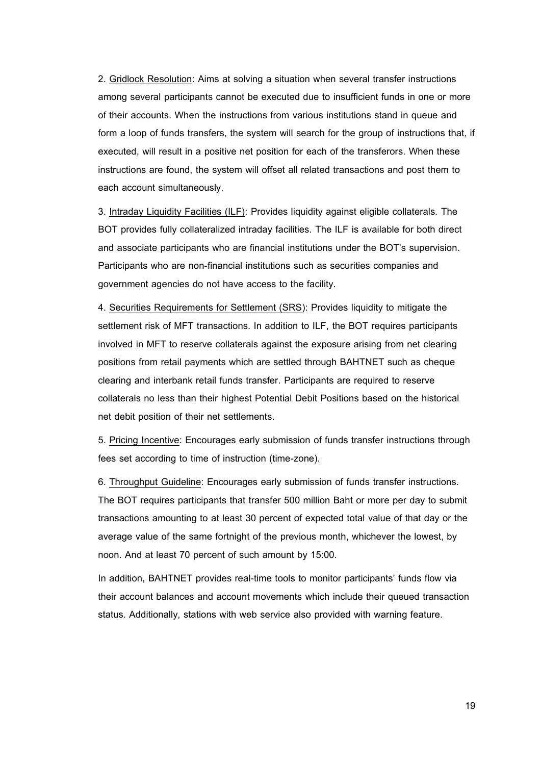2. Gridlock Resolution: Aims at solving a situation when several transfer instructions among several participants cannot be executed due to insufficient funds in one or more of their accounts. When the instructions from various institutions stand in queue and form a loop of funds transfers, the system will search for the group of instructions that, if executed, will result in a positive net position for each of the transferors. When these instructions are found, the system will offset all related transactions and post them to each account simultaneously.

3. Intraday Liquidity Facilities (ILF): Provides liquidity against eligible collaterals. The BOT provides fully collateralized intraday facilities. The ILF is available for both direct and associate participants who are financial institutions under the BOT's supervision. Participants who are non-financial institutions such as securities companies and government agencies do not have access to the facility.

4. Securities Requirements for Settlement (SRS): Provides liquidity to mitigate the settlement risk of MFT transactions. In addition to ILF, the BOT requires participants involved in MFT to reserve collaterals against the exposure arising from net clearing positions from retail payments which are settled through BAHTNET such as cheque clearing and interbank retail funds transfer. Participants are required to reserve collaterals no less than their highest Potential Debit Positions based on the historical net debit position of their net settlements.

5. Pricing Incentive: Encourages early submission of funds transfer instructions through fees set according to time of instruction (time-zone).

6. Throughput Guideline: Encourages early submission of funds transfer instructions. The BOT requires participants that transfer 500 million Baht or more per day to submit transactions amounting to at least 30 percent of expected total value of that day or the average value of the same fortnight of the previous month, whichever the lowest, by noon. And at least 70 percent of such amount by 15:00.

In addition, BAHTNET provides real-time tools to monitor participants' funds flow via their account balances and account movements which include their queued transaction status. Additionally, stations with web service also provided with warning feature.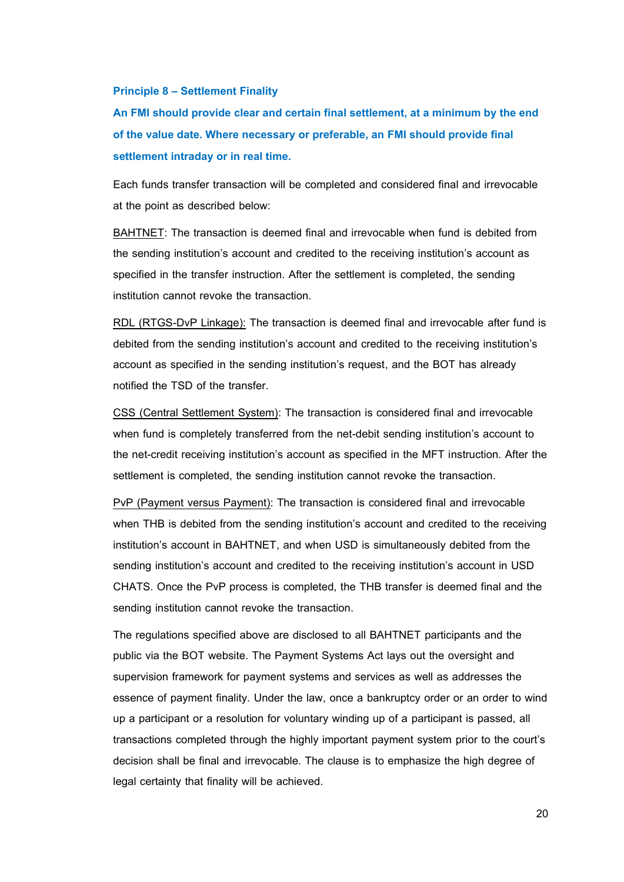### Principle 8 – Settlement Finality

**An FMI should provide clear and certain final settlement, at a minimum by the end of the value date. Where necessary or preferable, an FMI should provide final settlement intraday or in real time.**

Each funds transfer transaction will be completed and considered final and irrevocable at the point as described below:

BAHTNET: The transaction is deemed final and irrevocable when fund is debited from the sending institution's account and credited to the receiving institution's account as specified in the transfer instruction. After the settlement is completed, the sending institution cannot revoke the transaction.

RDL (RTGS-DvP Linkage): The transaction is deemed final and irrevocable after fund is debited from the sending institution's account and credited to the receiving institution's account as specified in the sending institution's request, and the BOT has already notified the TSD of the transfer.

CSS (Central Settlement System): The transaction is considered final and irrevocable when fund is completely transferred from the net-debit sending institution's account to the net-credit receiving institution's account as specified in the MFT instruction. After the settlement is completed, the sending institution cannot revoke the transaction.

PvP (Payment versus Payment): The transaction is considered final and irrevocable when THB is debited from the sending institution's account and credited to the receiving institution's account in BAHTNET, and when USD is simultaneously debited from the sending institution's account and credited to the receiving institution's account in USD CHATS. Once the PvP process is completed, the THB transfer is deemed final and the sending institution cannot revoke the transaction.

The regulations specified above are disclosed to all BAHTNET participants and the public via the BOT website. The Payment Systems Act lays out the oversight and supervision framework for payment systems and services as well as addresses the essence of payment finality. Under the law, once a bankruptcy order or an order to wind up a participant or a resolution for voluntary winding up of a participant is passed, all transactions completed through the highly important payment system prior to the court's decision shall be final and irrevocable. The clause is to emphasize the high degree of legal certainty that finality will be achieved.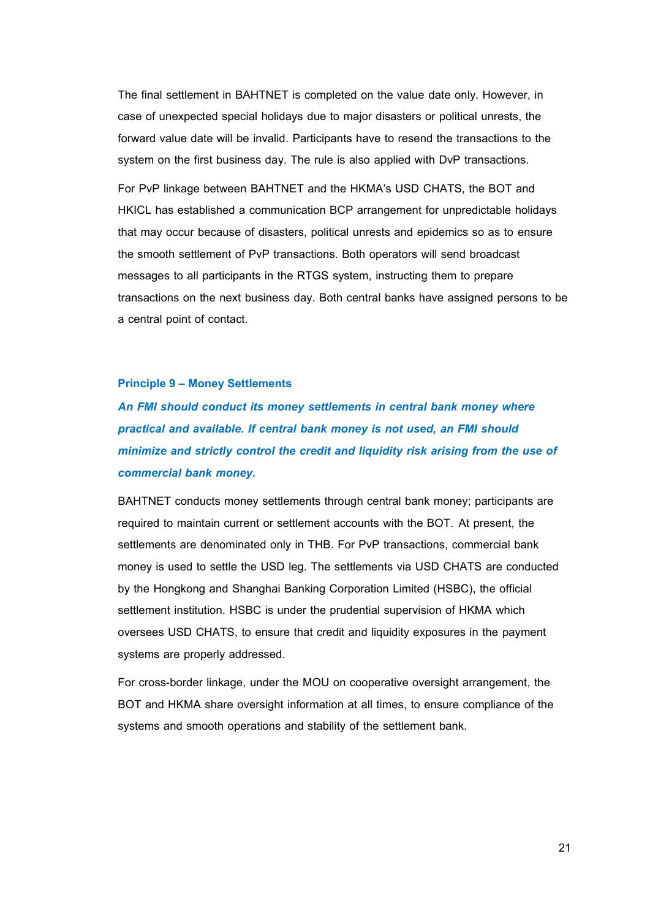The final settlement in BAHTNET is completed on the value date only. However, in case of unexpected special holidays due to major disasters or political unrests, the forward value date will be invalid. Participants have to resend the transactions to the system on the first business day. The rule is also applied with DvP transactions.

For PvP linkage between BAHTNET and the HKMA's USD CHATS, the BOT and HKICL has established a communication BCP arrangement for unpredictable holidays that may occur because of disasters, political unrests and epidemics so as to ensure the smooth settlement of PvP transactions. Both operators will send broadcast messages to all participants in the RTGS system, instructing them to prepare transactions on the next business day. Both central banks have assigned persons to be a central point of contact.

### Principle 9 – Money Settlements

***An FMI should conduct its money settlements in central bank money where practical and available. If central bank money is not used, an FMI should minimize and strictly control the credit and liquidity risk arising from the use of commercial bank money.***

BAHTNET conducts money settlements through central bank money; participants are required to maintain current or settlement accounts with the BOT. At present, the settlements are denominated only in THB. For PvP transactions, commercial bank money is used to settle the USD leg. The settlements via USD CHATS are conducted by the Hongkong and Shanghai Banking Corporation Limited (HSBC), the official settlement institution. HSBC is under the prudential supervision of HKMA which oversees USD CHATS, to ensure that credit and liquidity exposures in the payment systems are properly addressed.

For cross-border linkage, under the MOU on cooperative oversight arrangement, the BOT and HKMA share oversight information at all times, to ensure compliance of the systems and smooth operations and stability of the settlement bank.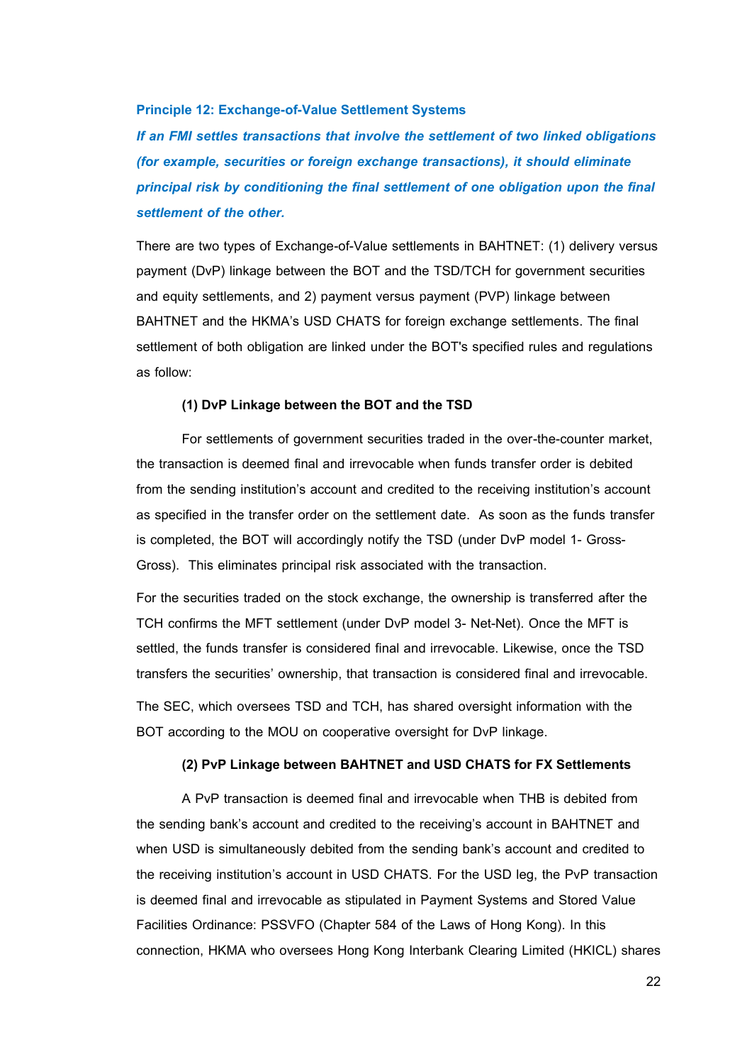### Principle 12: Exchange-of-Value Settlement Systems

***If an FMI settles transactions that involve the settlement of two linked obligations (for example, securities or foreign exchange transactions), it should eliminate principal risk by conditioning the final settlement of one obligation upon the final settlement of the other.***

There are two types of Exchange-of-Value settlements in BAHTNET: (1) delivery versus payment (DvP) linkage between the BOT and the TSD/TCH for government securities and equity settlements, and 2) payment versus payment (PVP) linkage between BAHTNET and the HKMA's USD CHATS for foreign exchange settlements. The final settlement of both obligation are linked under the BOT's specified rules and regulations as follow:

**(1) DvP Linkage between the BOT and the TSD**

For settlements of government securities traded in the over-the-counter market, the transaction is deemed final and irrevocable when funds transfer order is debited from the sending institution's account and credited to the receiving institution's account as specified in the transfer order on the settlement date. As soon as the funds transfer is completed, the BOT will accordingly notify the TSD (under DvP model 1- Gross-Gross). This eliminates principal risk associated with the transaction.

For the securities traded on the stock exchange, the ownership is transferred after the TCH confirms the MFT settlement (under DvP model 3- Net-Net). Once the MFT is settled, the funds transfer is considered final and irrevocable. Likewise, once the TSD transfers the securities' ownership, that transaction is considered final and irrevocable.

The SEC, which oversees TSD and TCH, has shared oversight information with the BOT according to the MOU on cooperative oversight for DvP linkage.

**(2) PvP Linkage between BAHTNET and USD CHATS for FX Settlements**

A PvP transaction is deemed final and irrevocable when THB is debited from the sending bank's account and credited to the receiving's account in BAHTNET and when USD is simultaneously debited from the sending bank's account and credited to the receiving institution's account in USD CHATS. For the USD leg, the PvP transaction is deemed final and irrevocable as stipulated in Payment Systems and Stored Value Facilities Ordinance: PSSVFO (Chapter 584 of the Laws of Hong Kong). In this connection, HKMA who oversees Hong Kong Interbank Clearing Limited (HKICL) shares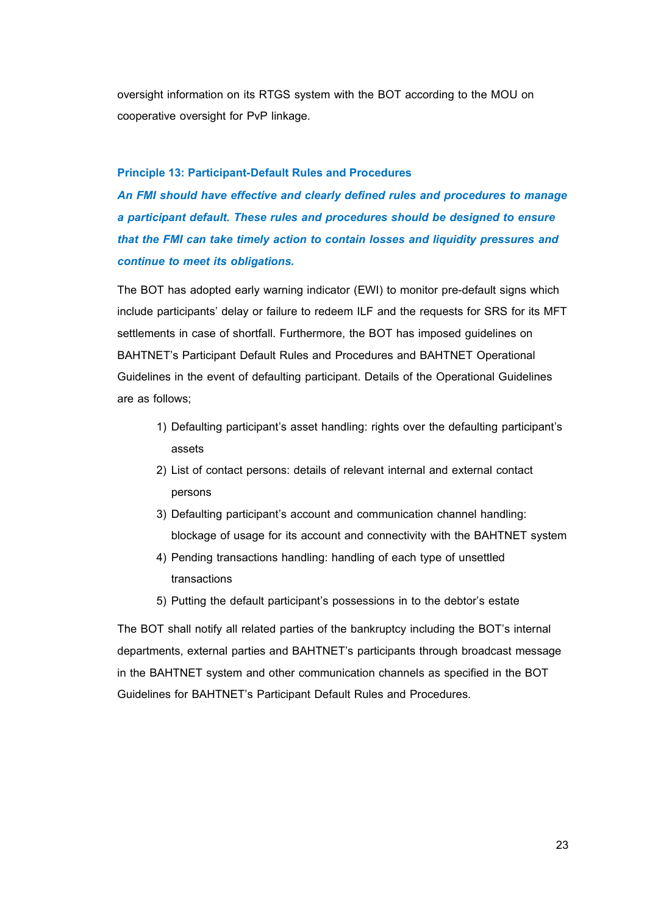oversight information on its RTGS system with the BOT according to the MOU on cooperative oversight for PvP linkage.

### Principle 13: Participant-Default Rules and Procedures

***An FMI should have effective and clearly defined rules and procedures to manage a participant default. These rules and procedures should be designed to ensure that the FMI can take timely action to contain losses and liquidity pressures and continue to meet its obligations.***

The BOT has adopted early warning indicator (EWI) to monitor pre-default signs which include participants' delay or failure to redeem ILF and the requests for SRS for its MFT settlements in case of shortfall. Furthermore, the BOT has imposed guidelines on BAHTNET's Participant Default Rules and Procedures and BAHTNET Operational Guidelines in the event of defaulting participant. Details of the Operational Guidelines are as follows;

1) Defaulting participant's asset handling: rights over the defaulting participant's assets
2) List of contact persons: details of relevant internal and external contact persons
3) Defaulting participant's account and communication channel handling: blockage of usage for its account and connectivity with the BAHTNET system
4) Pending transactions handling: handling of each type of unsettled transactions
5) Putting the default participant's possessions in to the debtor's estate

The BOT shall notify all related parties of the bankruptcy including the BOT's internal departments, external parties and BAHTNET's participants through broadcast message in the BAHTNET system and other communication channels as specified in the BOT Guidelines for BAHTNET's Participant Default Rules and Procedures.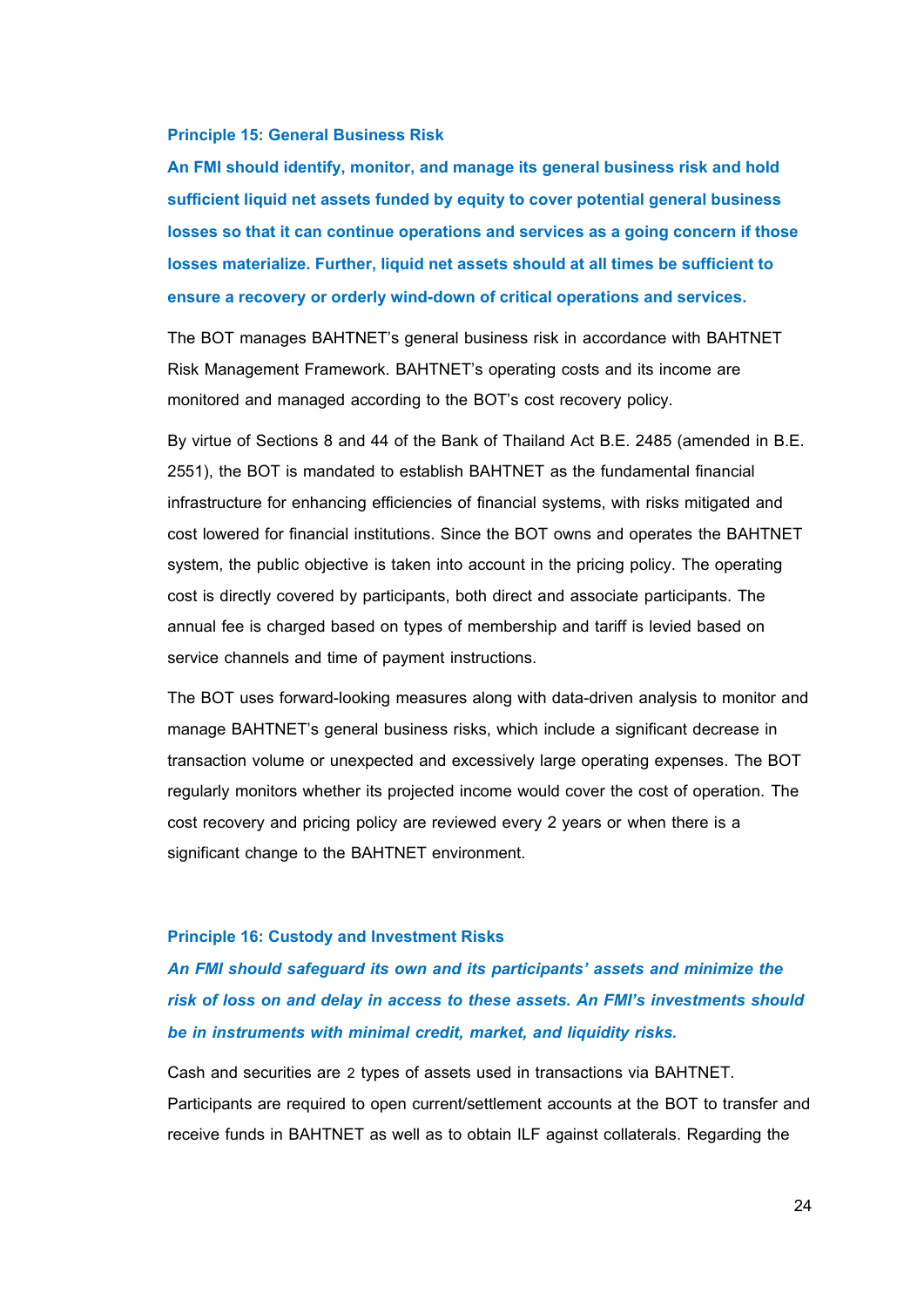### Principle 15: General Business Risk

**An FMI should identify, monitor, and manage its general business risk and hold sufficient liquid net assets funded by equity to cover potential general business losses so that it can continue operations and services as a going concern if those losses materialize. Further, liquid net assets should at all times be sufficient to ensure a recovery or orderly wind-down of critical operations and services.**

The BOT manages BAHTNET's general business risk in accordance with BAHTNET Risk Management Framework. BAHTNET's operating costs and its income are monitored and managed according to the BOT's cost recovery policy.

By virtue of Sections 8 and 44 of the Bank of Thailand Act B.E. 2485 (amended in B.E. 2551), the BOT is mandated to establish BAHTNET as the fundamental financial infrastructure for enhancing efficiencies of financial systems, with risks mitigated and cost lowered for financial institutions. Since the BOT owns and operates the BAHTNET system, the public objective is taken into account in the pricing policy. The operating cost is directly covered by participants, both direct and associate participants. The annual fee is charged based on types of membership and tariff is levied based on service channels and time of payment instructions.

The BOT uses forward-looking measures along with data-driven analysis to monitor and manage BAHTNET's general business risks, which include a significant decrease in transaction volume or unexpected and excessively large operating expenses. The BOT regularly monitors whether its projected income would cover the cost of operation. The cost recovery and pricing policy are reviewed every 2 years or when there is a significant change to the BAHTNET environment.

### Principle 16: Custody and Investment Risks

***An FMI should safeguard its own and its participants' assets and minimize the risk of loss on and delay in access to these assets. An FMI's investments should be in instruments with minimal credit, market, and liquidity risks.***

Cash and securities are 2 types of assets used in transactions via BAHTNET. Participants are required to open current/settlement accounts at the BOT to transfer and receive funds in BAHTNET as well as to obtain ILF against collaterals. Regarding the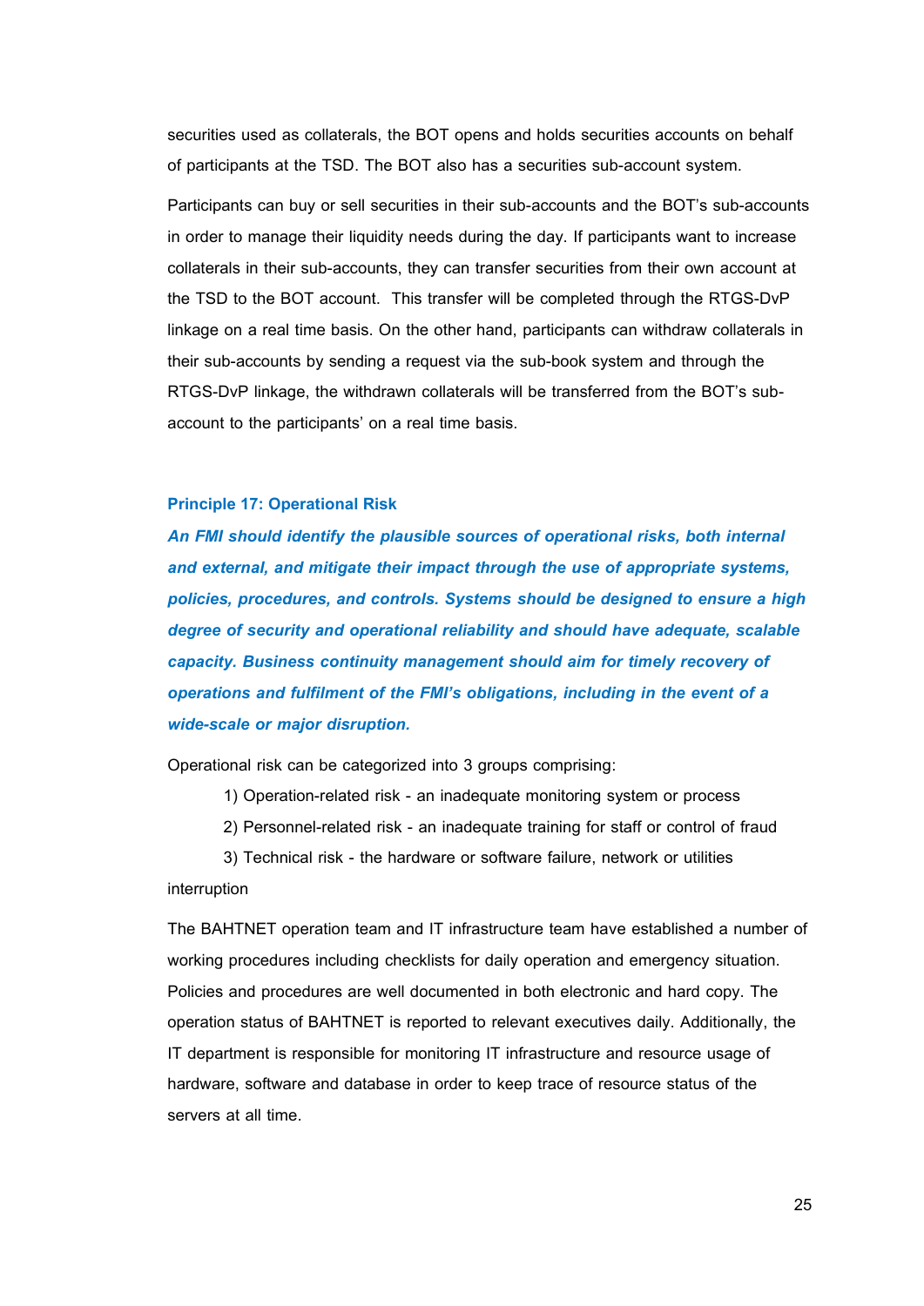securities used as collaterals, the BOT opens and holds securities accounts on behalf of participants at the TSD. The BOT also has a securities sub-account system.

Participants can buy or sell securities in their sub-accounts and the BOT's sub-accounts in order to manage their liquidity needs during the day. If participants want to increase collaterals in their sub-accounts, they can transfer securities from their own account at the TSD to the BOT account. This transfer will be completed through the RTGS-DvP linkage on a real time basis. On the other hand, participants can withdraw collaterals in their sub-accounts by sending a request via the sub-book system and through the RTGS-DvP linkage, the withdrawn collaterals will be transferred from the BOT's sub-account to the participants' on a real time basis.

### Principle 17: Operational Risk

***An FMI should identify the plausible sources of operational risks, both internal and external, and mitigate their impact through the use of appropriate systems, policies, procedures, and controls. Systems should be designed to ensure a high degree of security and operational reliability and should have adequate, scalable capacity. Business continuity management should aim for timely recovery of operations and fulfilment of the FMI's obligations, including in the event of a wide-scale or major disruption.***

Operational risk can be categorized into 3 groups comprising:

1) Operation-related risk - an inadequate monitoring system or process
2) Personnel-related risk - an inadequate training for staff or control of fraud
3) Technical risk - the hardware or software failure, network or utilities interruption

The BAHTNET operation team and IT infrastructure team have established a number of working procedures including checklists for daily operation and emergency situation. Policies and procedures are well documented in both electronic and hard copy. The operation status of BAHTNET is reported to relevant executives daily. Additionally, the IT department is responsible for monitoring IT infrastructure and resource usage of hardware, software and database in order to keep trace of resource status of the servers at all time.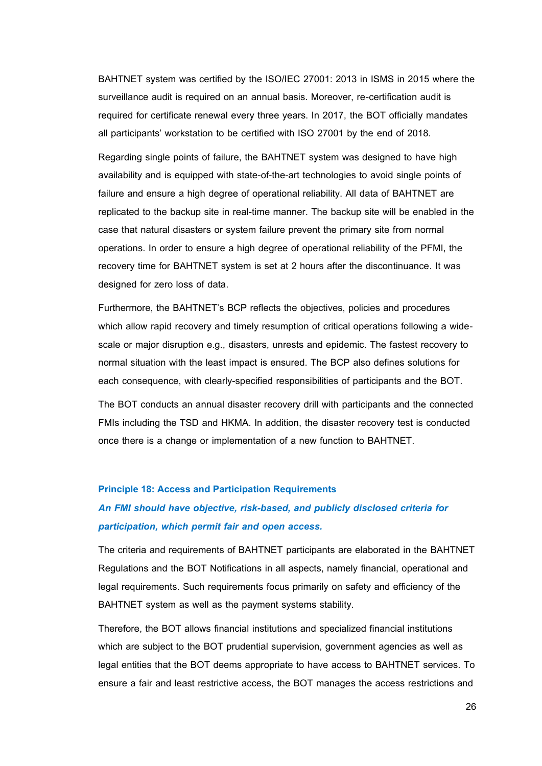BAHTNET system was certified by the ISO/IEC 27001: 2013 in ISMS in 2015 where the surveillance audit is required on an annual basis. Moreover, re-certification audit is required for certificate renewal every three years. In 2017, the BOT officially mandates all participants' workstation to be certified with ISO 27001 by the end of 2018.

Regarding single points of failure, the BAHTNET system was designed to have high availability and is equipped with state-of-the-art technologies to avoid single points of failure and ensure a high degree of operational reliability. All data of BAHTNET are replicated to the backup site in real-time manner. The backup site will be enabled in the case that natural disasters or system failure prevent the primary site from normal operations. In order to ensure a high degree of operational reliability of the PFMI, the recovery time for BAHTNET system is set at 2 hours after the discontinuance. It was designed for zero loss of data.

Furthermore, the BAHTNET's BCP reflects the objectives, policies and procedures which allow rapid recovery and timely resumption of critical operations following a wide-scale or major disruption e.g., disasters, unrests and epidemic. The fastest recovery to normal situation with the least impact is ensured. The BCP also defines solutions for each consequence, with clearly-specified responsibilities of participants and the BOT.

The BOT conducts an annual disaster recovery drill with participants and the connected FMIs including the TSD and HKMA. In addition, the disaster recovery test is conducted once there is a change or implementation of a new function to BAHTNET.

### Principle 18: Access and Participation Requirements

***An FMI should have objective, risk-based, and publicly disclosed criteria for participation, which permit fair and open access.***

The criteria and requirements of BAHTNET participants are elaborated in the BAHTNET Regulations and the BOT Notifications in all aspects, namely financial, operational and legal requirements. Such requirements focus primarily on safety and efficiency of the BAHTNET system as well as the payment systems stability.

Therefore, the BOT allows financial institutions and specialized financial institutions which are subject to the BOT prudential supervision, government agencies as well as legal entities that the BOT deems appropriate to have access to BAHTNET services. To ensure a fair and least restrictive access, the BOT manages the access restrictions and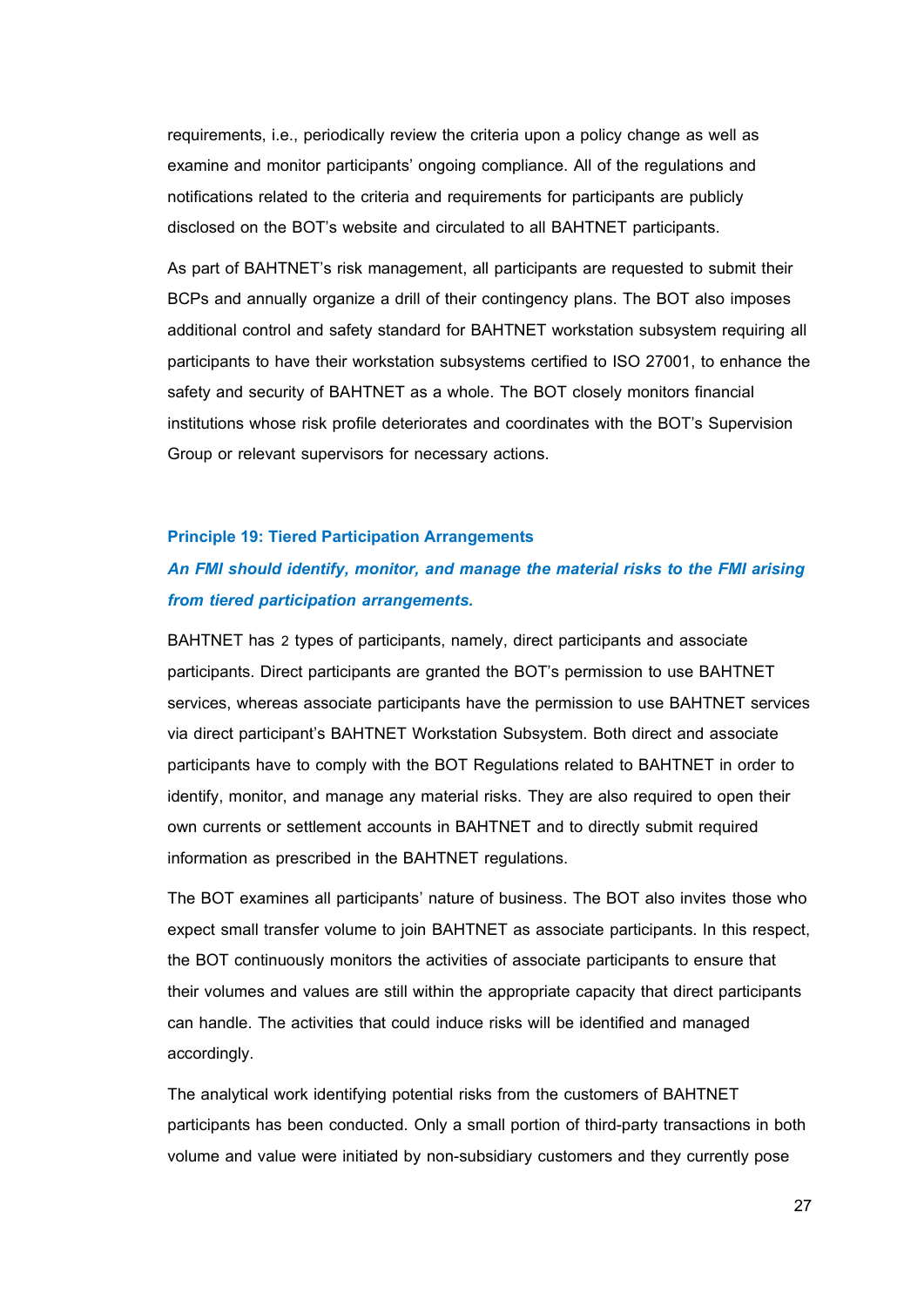requirements, i.e., periodically review the criteria upon a policy change as well as examine and monitor participants' ongoing compliance. All of the regulations and notifications related to the criteria and requirements for participants are publicly disclosed on the BOT's website and circulated to all BAHTNET participants.

As part of BAHTNET's risk management, all participants are requested to submit their BCPs and annually organize a drill of their contingency plans. The BOT also imposes additional control and safety standard for BAHTNET workstation subsystem requiring all participants to have their workstation subsystems certified to ISO 27001, to enhance the safety and security of BAHTNET as a whole. The BOT closely monitors financial institutions whose risk profile deteriorates and coordinates with the BOT's Supervision Group or relevant supervisors for necessary actions.

### Principle 19: Tiered Participation Arrangements

***An FMI should identify, monitor, and manage the material risks to the FMI arising from tiered participation arrangements.***

BAHTNET has 2 types of participants, namely, direct participants and associate participants. Direct participants are granted the BOT's permission to use BAHTNET services, whereas associate participants have the permission to use BAHTNET services via direct participant's BAHTNET Workstation Subsystem. Both direct and associate participants have to comply with the BOT Regulations related to BAHTNET in order to identify, monitor, and manage any material risks. They are also required to open their own currents or settlement accounts in BAHTNET and to directly submit required information as prescribed in the BAHTNET regulations.

The BOT examines all participants' nature of business. The BOT also invites those who expect small transfer volume to join BAHTNET as associate participants. In this respect, the BOT continuously monitors the activities of associate participants to ensure that their volumes and values are still within the appropriate capacity that direct participants can handle. The activities that could induce risks will be identified and managed accordingly.

The analytical work identifying potential risks from the customers of BAHTNET participants has been conducted. Only a small portion of third-party transactions in both volume and value were initiated by non-subsidiary customers and they currently pose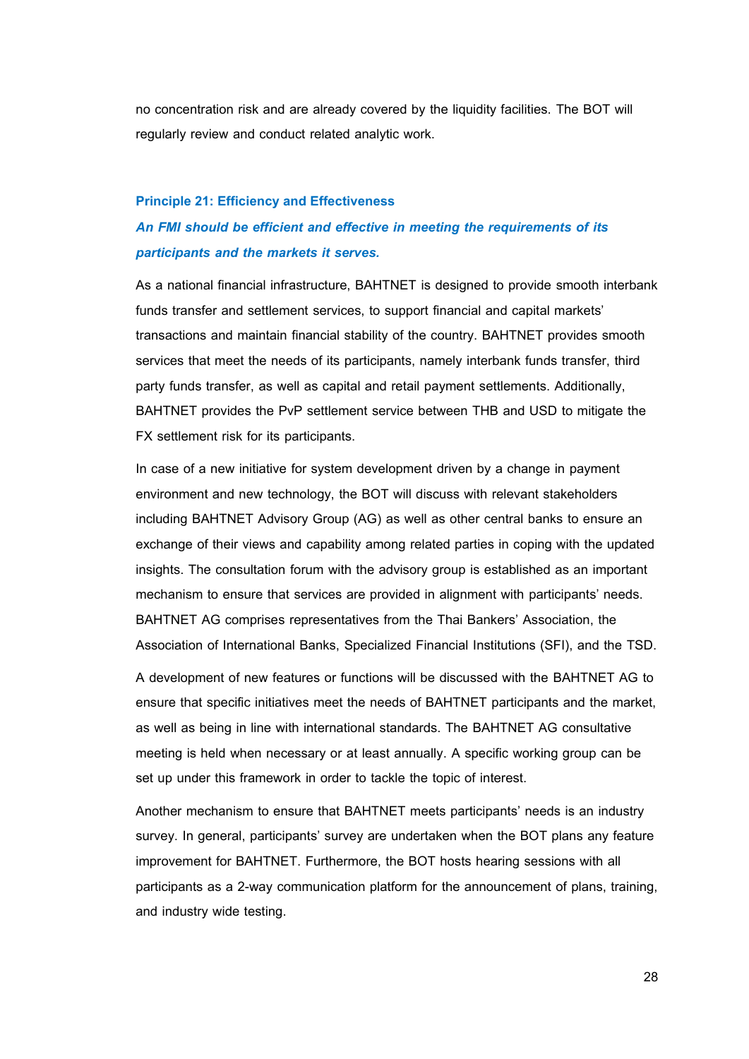no concentration risk and are already covered by the liquidity facilities. The BOT will regularly review and conduct related analytic work.

### Principle 21: Efficiency and Effectiveness

***An FMI should be efficient and effective in meeting the requirements of its participants and the markets it serves.***

As a national financial infrastructure, BAHTNET is designed to provide smooth interbank funds transfer and settlement services, to support financial and capital markets' transactions and maintain financial stability of the country. BAHTNET provides smooth services that meet the needs of its participants, namely interbank funds transfer, third party funds transfer, as well as capital and retail payment settlements. Additionally, BAHTNET provides the PvP settlement service between THB and USD to mitigate the FX settlement risk for its participants.

In case of a new initiative for system development driven by a change in payment environment and new technology, the BOT will discuss with relevant stakeholders including BAHTNET Advisory Group (AG) as well as other central banks to ensure an exchange of their views and capability among related parties in coping with the updated insights. The consultation forum with the advisory group is established as an important mechanism to ensure that services are provided in alignment with participants' needs. BAHTNET AG comprises representatives from the Thai Bankers' Association, the Association of International Banks, Specialized Financial Institutions (SFI), and the TSD.

A development of new features or functions will be discussed with the BAHTNET AG to ensure that specific initiatives meet the needs of BAHTNET participants and the market, as well as being in line with international standards. The BAHTNET AG consultative meeting is held when necessary or at least annually. A specific working group can be set up under this framework in order to tackle the topic of interest.

Another mechanism to ensure that BAHTNET meets participants' needs is an industry survey. In general, participants' survey are undertaken when the BOT plans any feature improvement for BAHTNET. Furthermore, the BOT hosts hearing sessions with all participants as a 2-way communication platform for the announcement of plans, training, and industry wide testing.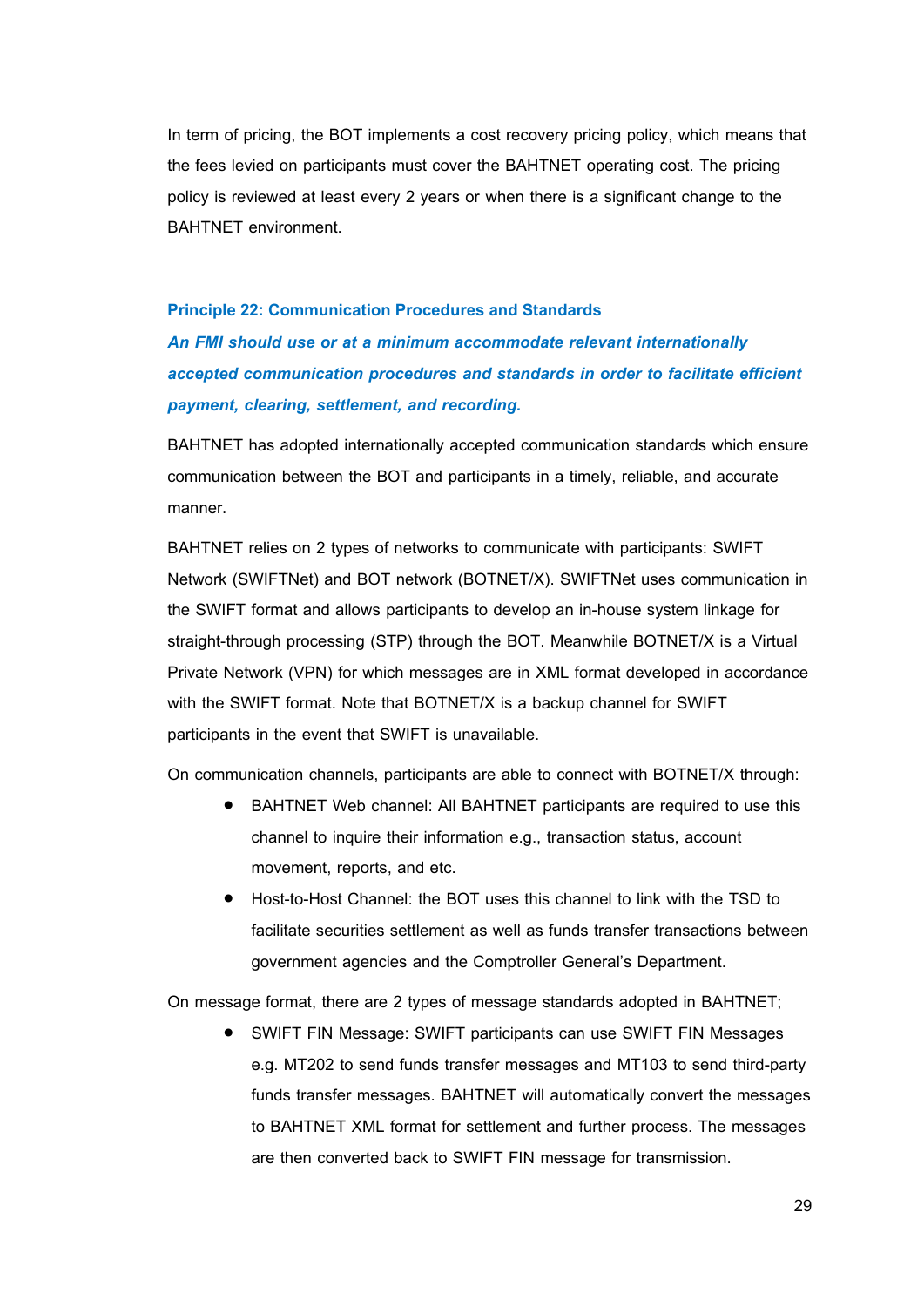In term of pricing, the BOT implements a cost recovery pricing policy, which means that the fees levied on participants must cover the BAHTNET operating cost. The pricing policy is reviewed at least every 2 years or when there is a significant change to the BAHTNET environment.

### Principle 22: Communication Procedures and Standards

***An FMI should use or at a minimum accommodate relevant internationally accepted communication procedures and standards in order to facilitate efficient payment, clearing, settlement, and recording.***

BAHTNET has adopted internationally accepted communication standards which ensure communication between the BOT and participants in a timely, reliable, and accurate manner.

BAHTNET relies on 2 types of networks to communicate with participants: SWIFT Network (SWIFTNet) and BOT network (BOTNET/X). SWIFTNet uses communication in the SWIFT format and allows participants to develop an in-house system linkage for straight-through processing (STP) through the BOT. Meanwhile BOTNET/X is a Virtual Private Network (VPN) for which messages are in XML format developed in accordance with the SWIFT format. Note that BOTNET/X is a backup channel for SWIFT participants in the event that SWIFT is unavailable.

On communication channels, participants are able to connect with BOTNET/X through:

- BAHTNET Web channel: All BAHTNET participants are required to use this channel to inquire their information e.g., transaction status, account movement, reports, and etc.
- Host-to-Host Channel: the BOT uses this channel to link with the TSD to facilitate securities settlement as well as funds transfer transactions between government agencies and the Comptroller General's Department.

On message format, there are 2 types of message standards adopted in BAHTNET;

- SWIFT FIN Message: SWIFT participants can use SWIFT FIN Messages e.g. MT202 to send funds transfer messages and MT103 to send third-party funds transfer messages. BAHTNET will automatically convert the messages to BAHTNET XML format for settlement and further process. The messages are then converted back to SWIFT FIN message for transmission.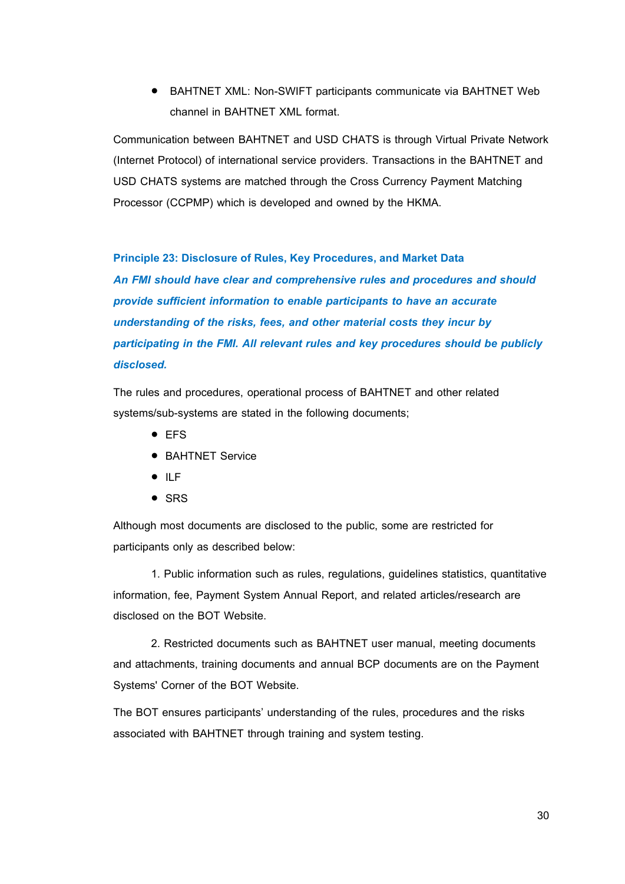- BAHTNET XML: Non-SWIFT participants communicate via BAHTNET Web channel in BAHTNET XML format.

Communication between BAHTNET and USD CHATS is through Virtual Private Network (Internet Protocol) of international service providers. Transactions in the BAHTNET and USD CHATS systems are matched through the Cross Currency Payment Matching Processor (CCPMP) which is developed and owned by the HKMA.

### Principle 23: Disclosure of Rules, Key Procedures, and Market Data

***An FMI should have clear and comprehensive rules and procedures and should provide sufficient information to enable participants to have an accurate understanding of the risks, fees, and other material costs they incur by participating in the FMI. All relevant rules and key procedures should be publicly disclosed.***

The rules and procedures, operational process of BAHTNET and other related systems/sub-systems are stated in the following documents;

- EFS
- BAHTNET Service
- ILF
- SRS

Although most documents are disclosed to the public, some are restricted for participants only as described below:

1. Public information such as rules, regulations, guidelines statistics, quantitative information, fee, Payment System Annual Report, and related articles/research are disclosed on the BOT Website.

2. Restricted documents such as BAHTNET user manual, meeting documents and attachments, training documents and annual BCP documents are on the Payment Systems' Corner of the BOT Website.

The BOT ensures participants' understanding of the rules, procedures and the risks associated with BAHTNET through training and system testing.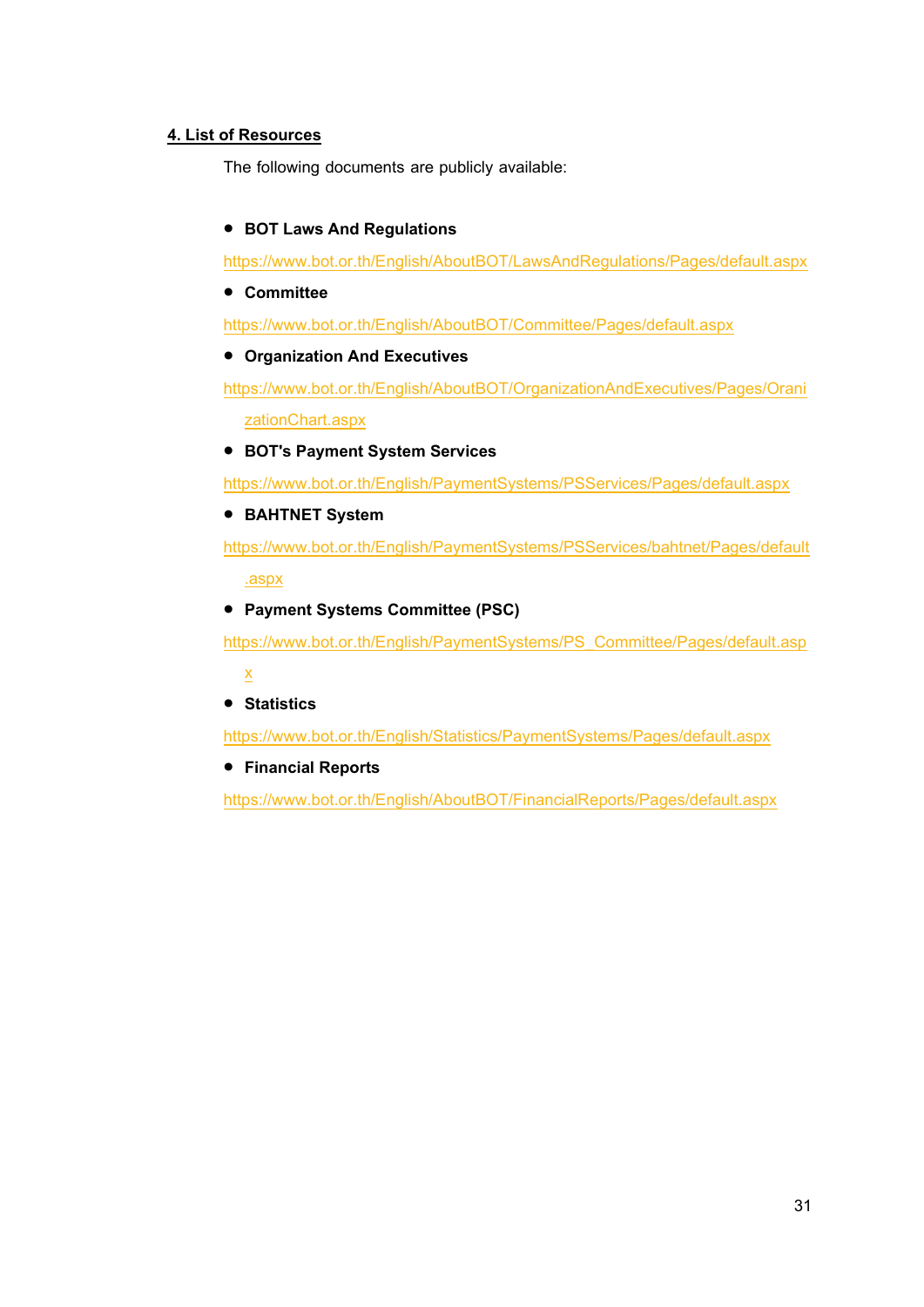## 4. List of Resources

The following documents are publicly available:

- **BOT Laws And Regulations**

  https://www.bot.or.th/English/AboutBOT/LawsAndRegulations/Pages/default.aspx

- **Committee**

  https://www.bot.or.th/English/AboutBOT/Committee/Pages/default.aspx

- **Organization And Executives**

  https://www.bot.or.th/English/AboutBOT/OrganizationAndExecutives/Pages/OranizationChart.aspx

- **BOT's Payment System Services**

  https://www.bot.or.th/English/PaymentSystems/PSServices/Pages/default.aspx

- **BAHTNET System**

  https://www.bot.or.th/English/PaymentSystems/PSServices/bahtnet/Pages/default.aspx

- **Payment Systems Committee (PSC)**

  https://www.bot.or.th/English/PaymentSystems/PS_Committee/Pages/default.aspx

- **Statistics**

  https://www.bot.or.th/English/Statistics/PaymentSystems/Pages/default.aspx

- **Financial Reports**

  https://www.bot.or.th/English/AboutBOT/FinancialReports/Pages/default.aspx